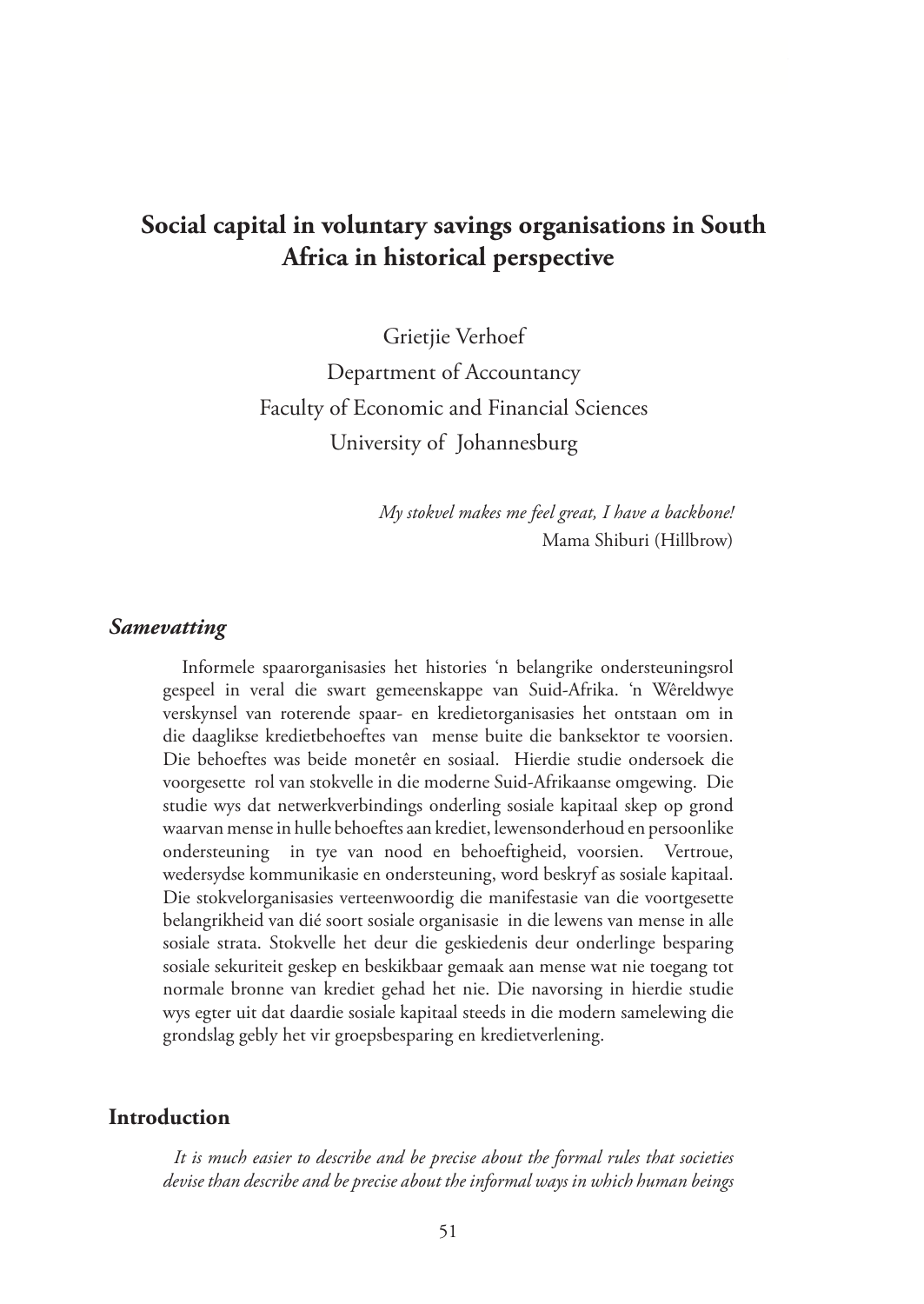# Social capital in voluntary savings organisations in South Africa in historical perspective

Grietjie Verhoef
Department of Accountancy
Faculty of Economic and Financial Sciences
University of Johannesburg

*My stokvel makes me feel great, I have a backbone!*
Mama Shiburi (Hillbrow)

## *Samevatting*

Informele spaarorganisasies het histories 'n belangrike ondersteuningsrol gespeel in veral die swart gemeenskappe van Suid-Afrika. 'n Wêreldwye verskynsel van roterende spaar- en kredietorganisasies het ontstaan om in die daaglikse kredietbehoeftes van mense buite die banksektor te voorsien. Die behoeftes was beide monetêr en sosiaal. Hierdie studie ondersoek die voorgesette rol van stokvelle in die moderne Suid-Afrikaanse omgewing. Die studie wys dat netwerkverbindings onderling sosiale kapitaal skep op grond waarvan mense in hulle behoeftes aan krediet, lewensonderhoud en persoonlike ondersteuning in tye van nood en behoeftigheid, voorsien. Vertroue, wedersydse kommunikasie en ondersteuning, word beskryf as sosiale kapitaal. Die stokvelorganisasies verteenwoordig die manifestasie van die voortgesette belangrikheid van dié soort sosiale organisasie in die lewens van mense in alle sosiale strata. Stokvelle het deur die geskiedenis deur onderlinge besparing sosiale sekuriteit geskep en beskikbaar gemaak aan mense wat nie toegang tot normale bronne van krediet gehad het nie. Die navorsing in hierdie studie wys egter uit dat daardie sosiale kapitaal steeds in die modern samelewing die grondslag gebly het vir groepsbesparing en kredietverlening.

## Introduction

*It is much easier to describe and be precise about the formal rules that societies devise than describe and be precise about the informal ways in which human beings*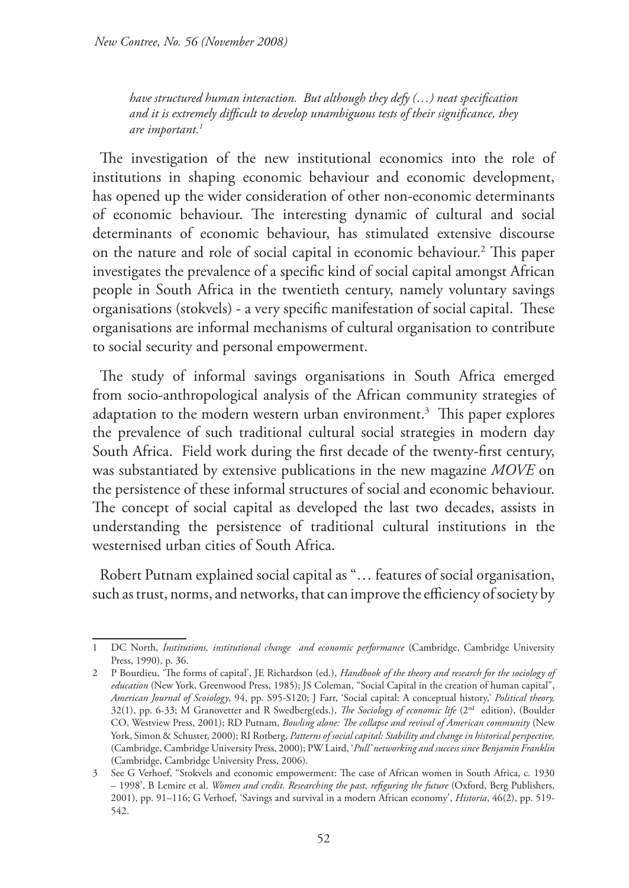> *have structured human interaction. But although they defy (…) neat specification and it is extremely difficult to develop unambiguous tests of their significance, they are important.*[1]

The investigation of the new institutional economics into the role of institutions in shaping economic behaviour and economic development, has opened up the wider consideration of other non-economic determinants of economic behaviour. The interesting dynamic of cultural and social determinants of economic behaviour, has stimulated extensive discourse on the nature and role of social capital in economic behaviour.[2] This paper investigates the prevalence of a specific kind of social capital amongst African people in South Africa in the twentieth century, namely voluntary savings organisations (stokvels) - a very specific manifestation of social capital. These organisations are informal mechanisms of cultural organisation to contribute to social security and personal empowerment.

The study of informal savings organisations in South Africa emerged from socio-anthropological analysis of the African community strategies of adaptation to the modern western urban environment.[3] This paper explores the prevalence of such traditional cultural social strategies in modern day South Africa. Field work during the first decade of the twenty-first century, was substantiated by extensive publications in the new magazine *MOVE* on the persistence of these informal structures of social and economic behaviour. The concept of social capital as developed the last two decades, assists in understanding the persistence of traditional cultural institutions in the westernised urban cities of South Africa.

Robert Putnam explained social capital as "… features of social organisation, such as trust, norms, and networks, that can improve the efficiency of society by

---

1 DC North, *Institutions, institutional change and economic performance* (Cambridge, Cambridge University Press, 1990), p. 36.

2 P Bourdieu, 'The forms of capital', JE Richardson (ed.), *Handbook of the theory and research for the sociology of education* (New York, Greenwood Press, 1985); JS Coleman, "Social Capital in the creation of human capital", *American Journal of Scoiology*, 94, pp. S95-S120; J Farr, 'Social capital: A conceptual history,' *Political theory,* 32(1), pp. 6-33; M Granovetter and R Swedberg(eds.), *The Sociology of economic life* (2nd edition), (Boulder CO, Westview Press, 2001); RD Putnam, *Bowling alone: The collapse and revival of American community* (New York, Simon & Schuster, 2000); RI Rotberg, *Patterns of social capital: Stability and change in historical perspective,* (Cambridge, Cambridge University Press, 2000); PW Laird, '*Pull' networking and success since Benjamin Franklin* (Cambridge, Cambridge University Press, 2006).

3 See G Verhoef, "Stokvels and economic empowerment: The case of African women in South Africa, c. 1930 – 1998', B Lemire et al. *Women and credit. Researching the past, refiguring the future* (Oxford, Berg Publishers, 2001), pp. 91–116; G Verhoef, 'Savings and survival in a modern African economy', *Historia*, 46(2), pp. 519-542.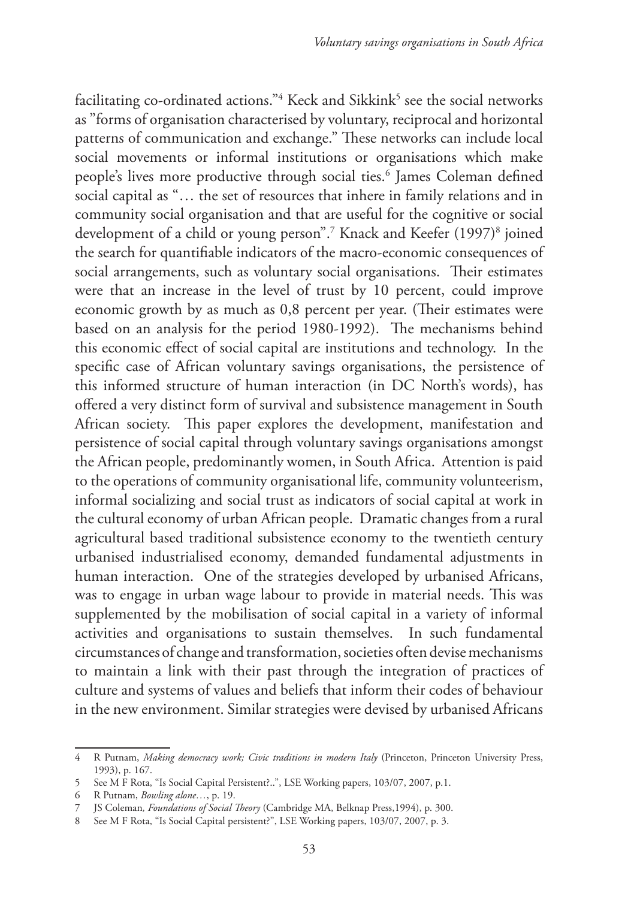facilitating co-ordinated actions."[4] Keck and Sikkink[5] see the social networks as "forms of organisation characterised by voluntary, reciprocal and horizontal patterns of communication and exchange." These networks can include local social movements or informal institutions or organisations which make people's lives more productive through social ties.[6] James Coleman defined social capital as "… the set of resources that inhere in family relations and in community social organisation and that are useful for the cognitive or social development of a child or young person".[7] Knack and Keefer (1997)[8] joined the search for quantifiable indicators of the macro-economic consequences of social arrangements, such as voluntary social organisations. Their estimates were that an increase in the level of trust by 10 percent, could improve economic growth by as much as 0,8 percent per year. (Their estimates were based on an analysis for the period 1980-1992). The mechanisms behind this economic effect of social capital are institutions and technology. In the specific case of African voluntary savings organisations, the persistence of this informed structure of human interaction (in DC North's words), has offered a very distinct form of survival and subsistence management in South African society. This paper explores the development, manifestation and persistence of social capital through voluntary savings organisations amongst the African people, predominantly women, in South Africa. Attention is paid to the operations of community organisational life, community volunteerism, informal socializing and social trust as indicators of social capital at work in the cultural economy of urban African people. Dramatic changes from a rural agricultural based traditional subsistence economy to the twentieth century urbanised industrialised economy, demanded fundamental adjustments in human interaction. One of the strategies developed by urbanised Africans, was to engage in urban wage labour to provide in material needs. This was supplemented by the mobilisation of social capital in a variety of informal activities and organisations to sustain themselves. In such fundamental circumstances of change and transformation, societies often devise mechanisms to maintain a link with their past through the integration of practices of culture and systems of values and beliefs that inform their codes of behaviour in the new environment. Similar strategies were devised by urbanised Africans

---

4 R Putnam, *Making democracy work; Civic traditions in modern Italy* (Princeton, Princeton University Press, 1993), p. 167.

5 See M F Rota, "Is Social Capital Persistent?..", LSE Working papers, 103/07, 2007, p.1.

6 R Putnam, *Bowling alone*…, p. 19.

7 JS Coleman, *Foundations of Social Theory* (Cambridge MA, Belknap Press,1994), p. 300.

8 See M F Rota, "Is Social Capital persistent?", LSE Working papers, 103/07, 2007, p. 3.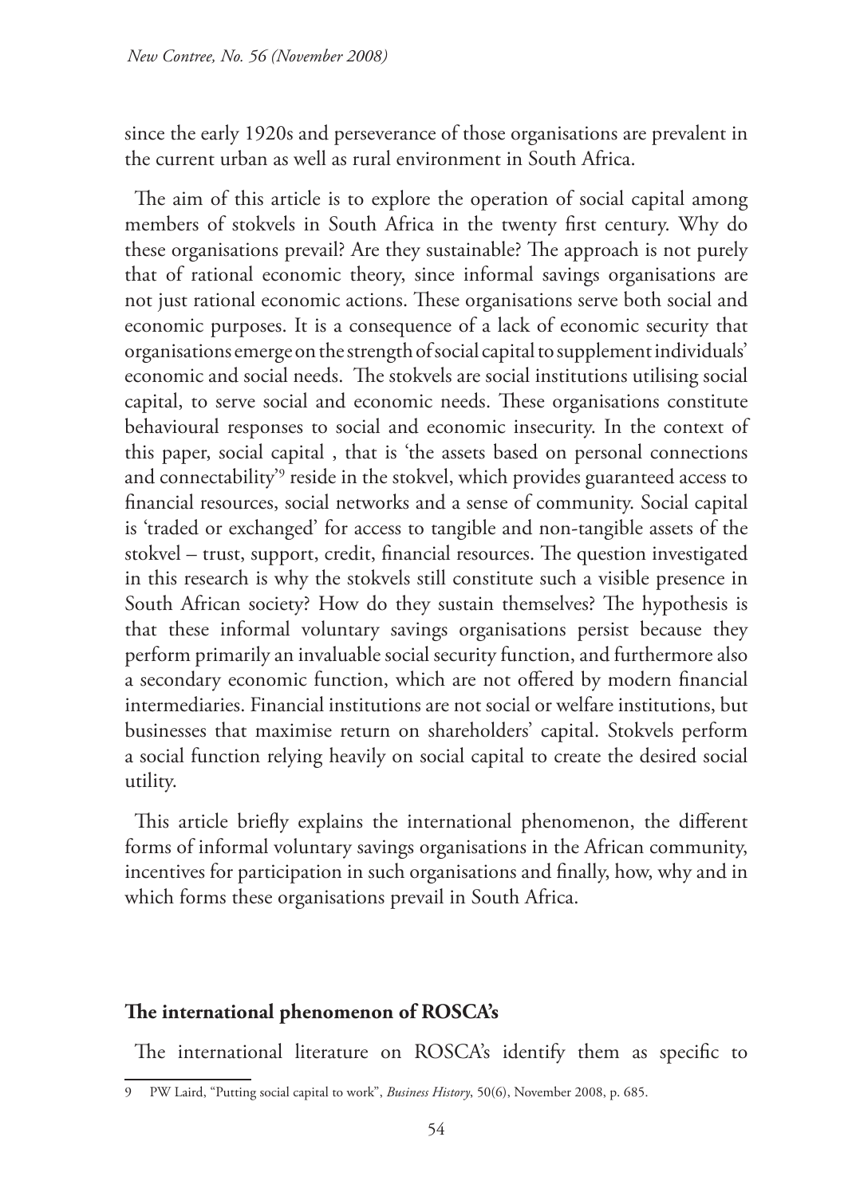since the early 1920s and perseverance of those organisations are prevalent in the current urban as well as rural environment in South Africa.

The aim of this article is to explore the operation of social capital among members of stokvels in South Africa in the twenty first century. Why do these organisations prevail? Are they sustainable? The approach is not purely that of rational economic theory, since informal savings organisations are not just rational economic actions. These organisations serve both social and economic purposes. It is a consequence of a lack of economic security that organisations emerge on the strength of social capital to supplement individuals' economic and social needs. The stokvels are social institutions utilising social capital, to serve social and economic needs. These organisations constitute behavioural responses to social and economic insecurity. In the context of this paper, social capital , that is 'the assets based on personal connections and connectability'[9] reside in the stokvel, which provides guaranteed access to financial resources, social networks and a sense of community. Social capital is 'traded or exchanged' for access to tangible and non-tangible assets of the stokvel – trust, support, credit, financial resources. The question investigated in this research is why the stokvels still constitute such a visible presence in South African society? How do they sustain themselves? The hypothesis is that these informal voluntary savings organisations persist because they perform primarily an invaluable social security function, and furthermore also a secondary economic function, which are not offered by modern financial intermediaries. Financial institutions are not social or welfare institutions, but businesses that maximise return on shareholders' capital. Stokvels perform a social function relying heavily on social capital to create the desired social utility.

This article briefly explains the international phenomenon, the different forms of informal voluntary savings organisations in the African community, incentives for participation in such organisations and finally, how, why and in which forms these organisations prevail in South Africa.

## The international phenomenon of ROSCA's

The international literature on ROSCA's identify them as specific to

---

9 PW Laird, "Putting social capital to work", *Business History*, 50(6), November 2008, p. 685.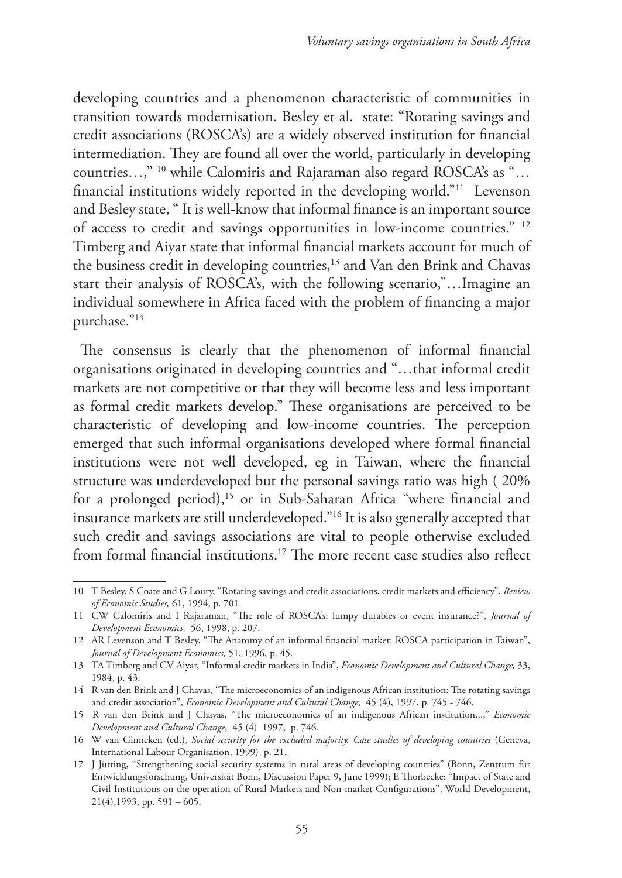developing countries and a phenomenon characteristic of communities in transition towards modernisation. Besley et al. state: "Rotating savings and credit associations (ROSCA's) are a widely observed institution for financial intermediation. They are found all over the world, particularly in developing countries…," [10] while Calomiris and Rajaraman also regard ROSCA's as "… financial institutions widely reported in the developing world."[11] Levenson and Besley state, " It is well-know that informal finance is an important source of access to credit and savings opportunities in low-income countries." [12] Timberg and Aiyar state that informal financial markets account for much of the business credit in developing countries,[13] and Van den Brink and Chavas start their analysis of ROSCA's, with the following scenario,"…Imagine an individual somewhere in Africa faced with the problem of financing a major purchase."[14]

The consensus is clearly that the phenomenon of informal financial organisations originated in developing countries and "…that informal credit markets are not competitive or that they will become less and less important as formal credit markets develop." These organisations are perceived to be characteristic of developing and low-income countries. The perception emerged that such informal organisations developed where formal financial institutions were not well developed, eg in Taiwan, where the financial structure was underdeveloped but the personal savings ratio was high ( 20% for a prolonged period),[15] or in Sub-Saharan Africa "where financial and insurance markets are still underdeveloped."[16] It is also generally accepted that such credit and savings associations are vital to people otherwise excluded from formal financial institutions.[17] The more recent case studies also reflect

---

10 T Besley, S Coate and G Loury, "Rotating savings and credit associations, credit markets and efficiency", *Review of Economic Studies,* 61, 1994, p. 701.

11 CW Calomiris and I Rajaraman, "The role of ROSCA's: lumpy durables or event insurance?", *Journal of Development Economics,* 56, 1998, p. 207.

12 AR Levenson and T Besley, "The Anatomy of an informal financial market: ROSCA participation in Taiwan", *Journal of Development Economics,* 51, 1996, p. 45.

13 TA Timberg and CV Aiyar, "Informal credit markets in India", *Economic Development and Cultural Change,* 33, 1984, p. 43.

14 R van den Brink and J Chavas, "The microeconomics of an indigenous African institution: The rotating savings and credit association", *Economic Development and Cultural Change,* 45 (4), 1997, p. 745 - 746.

15 R van den Brink and J Chavas, "The microeconomics of an indigenous African institution...," *Economic Development and Cultural Change*, 45 (4) 1997, p. 746.

16 W van Ginneken (ed.), *Social security for the excluded majority. Case studies of developing countries* (Geneva, International Labour Organisation, 1999), p. 21.

17 J Jütting, "Strengthening social security systems in rural areas of developing countries" (Bonn, Zentrum für Entwicklungsforschung, Universität Bonn, Discussion Paper 9, June 1999); E Thorbecke: "Impact of State and Civil Institutions on the operation of Rural Markets and Non-market Configurations", World Development, 21(4),1993, pp. 591 – 605.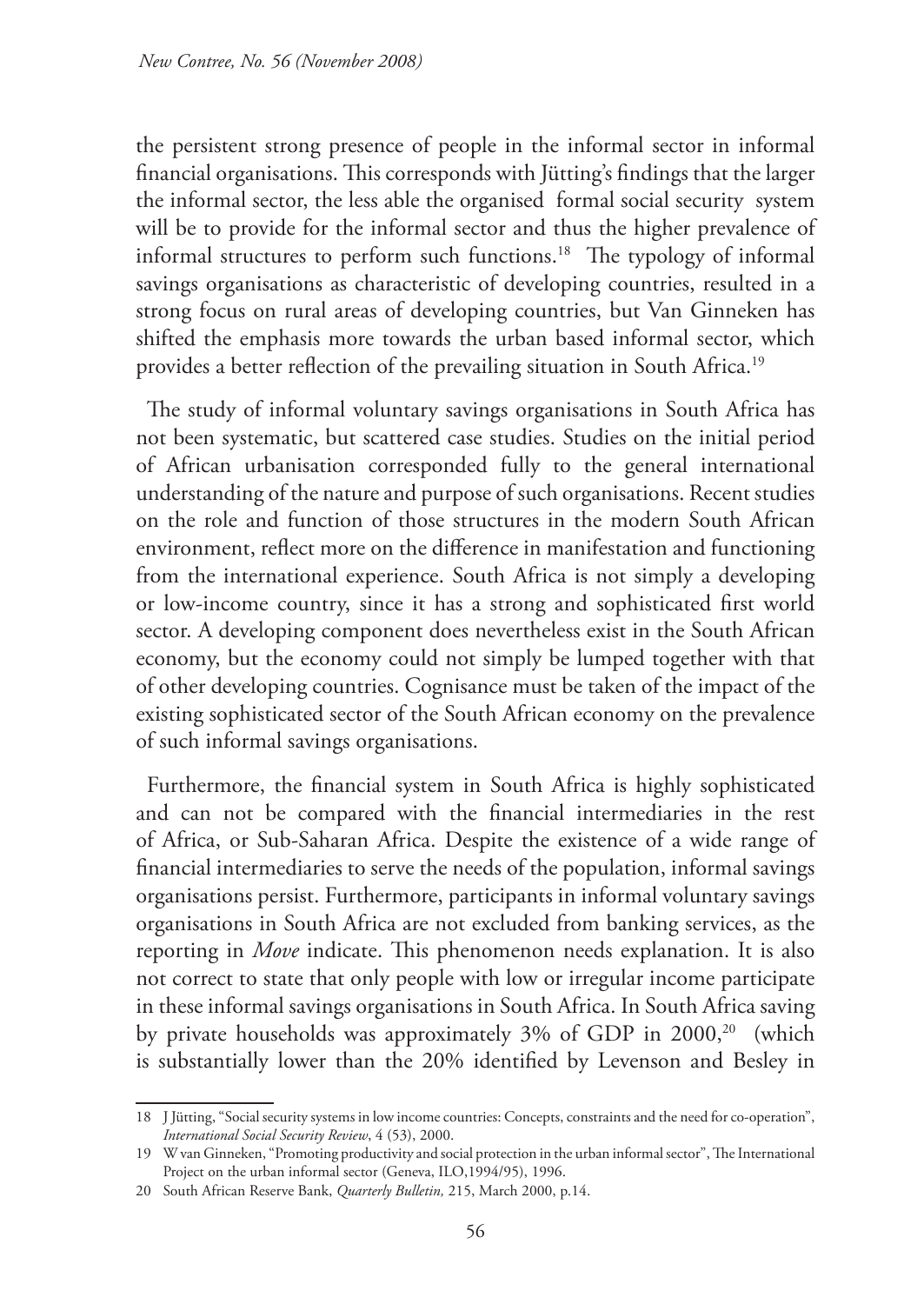the persistent strong presence of people in the informal sector in informal financial organisations. This corresponds with Jütting's findings that the larger the informal sector, the less able the organised formal social security system will be to provide for the informal sector and thus the higher prevalence of informal structures to perform such functions.[18] The typology of informal savings organisations as characteristic of developing countries, resulted in a strong focus on rural areas of developing countries, but Van Ginneken has shifted the emphasis more towards the urban based informal sector, which provides a better reflection of the prevailing situation in South Africa.[19]

The study of informal voluntary savings organisations in South Africa has not been systematic, but scattered case studies. Studies on the initial period of African urbanisation corresponded fully to the general international understanding of the nature and purpose of such organisations. Recent studies on the role and function of those structures in the modern South African environment, reflect more on the difference in manifestation and functioning from the international experience. South Africa is not simply a developing or low-income country, since it has a strong and sophisticated first world sector. A developing component does nevertheless exist in the South African economy, but the economy could not simply be lumped together with that of other developing countries. Cognisance must be taken of the impact of the existing sophisticated sector of the South African economy on the prevalence of such informal savings organisations.

Furthermore, the financial system in South Africa is highly sophisticated and can not be compared with the financial intermediaries in the rest of Africa, or Sub-Saharan Africa. Despite the existence of a wide range of financial intermediaries to serve the needs of the population, informal savings organisations persist. Furthermore, participants in informal voluntary savings organisations in South Africa are not excluded from banking services, as the reporting in *Move* indicate. This phenomenon needs explanation. It is also not correct to state that only people with low or irregular income participate in these informal savings organisations in South Africa. In South Africa saving by private households was approximately 3% of GDP in 2000,[20] (which is substantially lower than the 20% identified by Levenson and Besley in

---

18 J Jütting, "Social security systems in low income countries: Concepts, constraints and the need for co-operation", *International Social Security Review*, 4 (53), 2000.

19 W van Ginneken, "Promoting productivity and social protection in the urban informal sector", The International Project on the urban informal sector (Geneva, ILO,1994/95), 1996.

20 South African Reserve Bank, *Quarterly Bulletin,* 215, March 2000, p.14.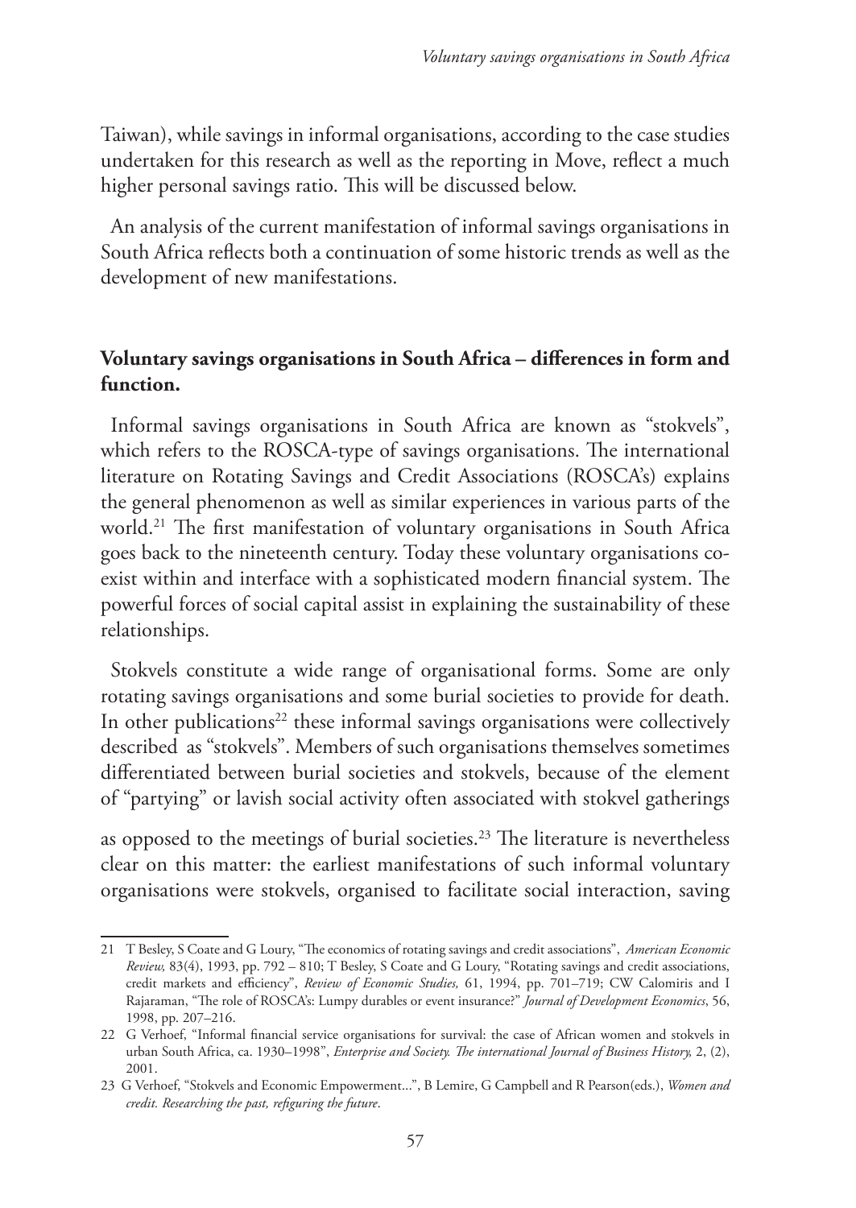Taiwan), while savings in informal organisations, according to the case studies undertaken for this research as well as the reporting in Move, reflect a much higher personal savings ratio. This will be discussed below.

An analysis of the current manifestation of informal savings organisations in South Africa reflects both a continuation of some historic trends as well as the development of new manifestations.

## Voluntary savings organisations in South Africa – differences in form and function.

Informal savings organisations in South Africa are known as "stokvels", which refers to the ROSCA-type of savings organisations. The international literature on Rotating Savings and Credit Associations (ROSCA's) explains the general phenomenon as well as similar experiences in various parts of the world.[21] The first manifestation of voluntary organisations in South Africa goes back to the nineteenth century. Today these voluntary organisations co-exist within and interface with a sophisticated modern financial system. The powerful forces of social capital assist in explaining the sustainability of these relationships.

Stokvels constitute a wide range of organisational forms. Some are only rotating savings organisations and some burial societies to provide for death. In other publications[22] these informal savings organisations were collectively described as "stokvels". Members of such organisations themselves sometimes differentiated between burial societies and stokvels, because of the element of "partying" or lavish social activity often associated with stokvel gatherings as opposed to the meetings of burial societies.[23] The literature is nevertheless clear on this matter: the earliest manifestations of such informal voluntary organisations were stokvels, organised to facilitate social interaction, saving

---

21 T Besley, S Coate and G Loury, "The economics of rotating savings and credit associations", *American Economic Review,* 83(4), 1993, pp. 792 – 810; T Besley, S Coate and G Loury, "Rotating savings and credit associations, credit markets and efficiency", *Review of Economic Studies,* 61, 1994, pp. 701–719; CW Calomiris and I Rajaraman, "The role of ROSCA's: Lumpy durables or event insurance?" *Journal of Development Economics*, 56, 1998, pp. 207–216.

22 G Verhoef, "Informal financial service organisations for survival: the case of African women and stokvels in urban South Africa, ca. 1930–1998", *Enterprise and Society. The international Journal of Business History,* 2, (2), 2001.

23 G Verhoef, "Stokvels and Economic Empowerment...", B Lemire, G Campbell and R Pearson(eds.), *Women and credit. Researching the past, refiguring the future*.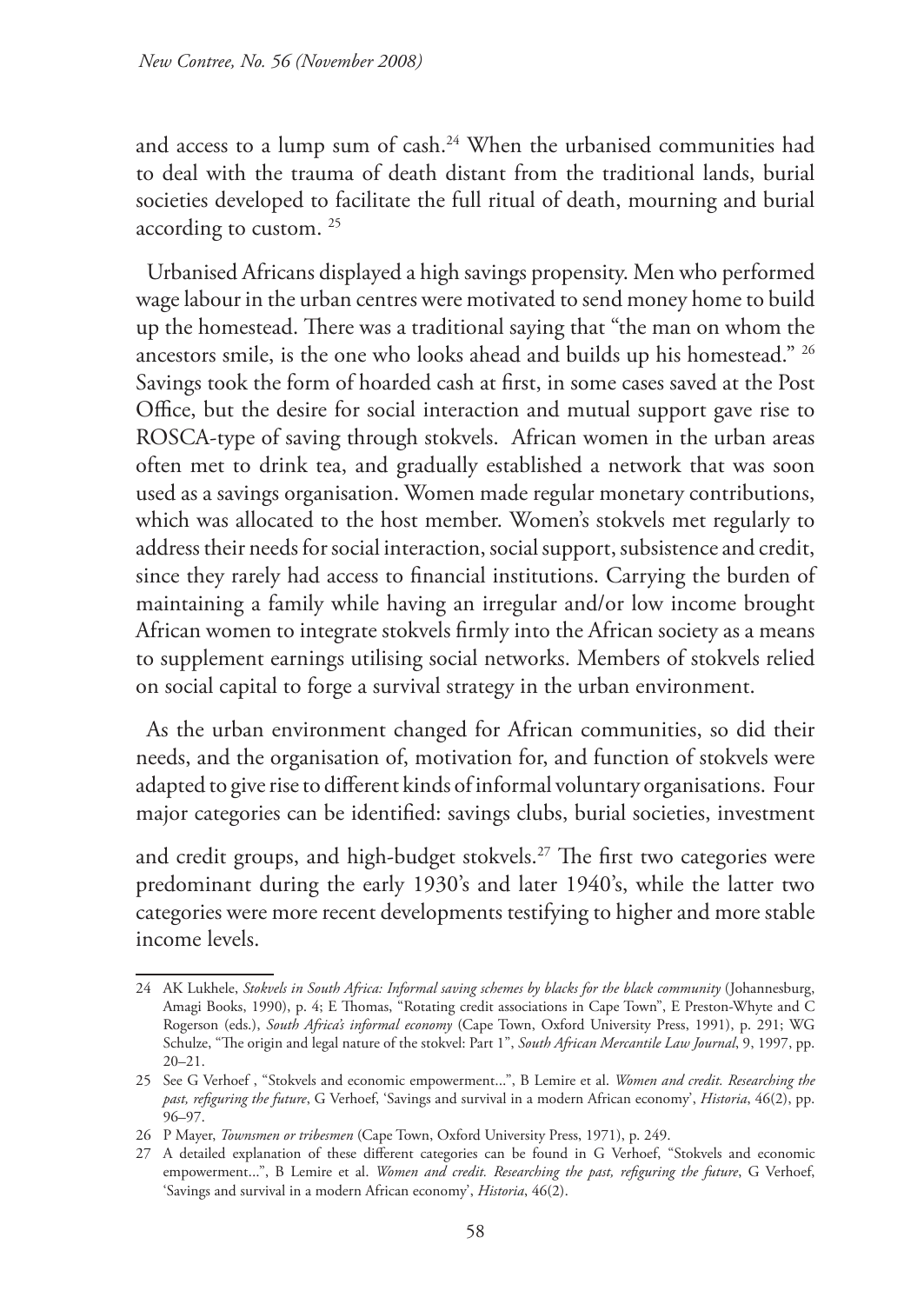and access to a lump sum of cash.[24] When the urbanised communities had to deal with the trauma of death distant from the traditional lands, burial societies developed to facilitate the full ritual of death, mourning and burial according to custom. [25]

Urbanised Africans displayed a high savings propensity. Men who performed wage labour in the urban centres were motivated to send money home to build up the homestead. There was a traditional saying that "the man on whom the ancestors smile, is the one who looks ahead and builds up his homestead." [26] Savings took the form of hoarded cash at first, in some cases saved at the Post Office, but the desire for social interaction and mutual support gave rise to ROSCA-type of saving through stokvels. African women in the urban areas often met to drink tea, and gradually established a network that was soon used as a savings organisation. Women made regular monetary contributions, which was allocated to the host member. Women's stokvels met regularly to address their needs for social interaction, social support, subsistence and credit, since they rarely had access to financial institutions. Carrying the burden of maintaining a family while having an irregular and/or low income brought African women to integrate stokvels firmly into the African society as a means to supplement earnings utilising social networks. Members of stokvels relied on social capital to forge a survival strategy in the urban environment.

As the urban environment changed for African communities, so did their needs, and the organisation of, motivation for, and function of stokvels were adapted to give rise to different kinds of informal voluntary organisations. Four major categories can be identified: savings clubs, burial societies, investment and credit groups, and high-budget stokvels.[27] The first two categories were predominant during the early 1930's and later 1940's, while the latter two categories were more recent developments testifying to higher and more stable income levels.

---

24 AK Lukhele, *Stokvels in South Africa: Informal saving schemes by blacks for the black community* (Johannesburg, Amagi Books, 1990), p. 4; E Thomas, "Rotating credit associations in Cape Town", E Preston-Whyte and C Rogerson (eds.), *South Africa's informal economy* (Cape Town, Oxford University Press, 1991), p. 291; WG Schulze, "The origin and legal nature of the stokvel: Part 1", *South African Mercantile Law Journal*, 9, 1997, pp. 20–21.

25 See G Verhoef , "Stokvels and economic empowerment...", B Lemire et al. *Women and credit. Researching the past, refiguring the future*, G Verhoef, 'Savings and survival in a modern African economy', *Historia*, 46(2), pp. 96–97.

26 P Mayer, *Townsmen or tribesmen* (Cape Town, Oxford University Press, 1971), p. 249.

27 A detailed explanation of these different categories can be found in G Verhoef, "Stokvels and economic empowerment...", B Lemire et al. *Women and credit. Researching the past, refiguring the future*, G Verhoef, 'Savings and survival in a modern African economy', *Historia*, 46(2).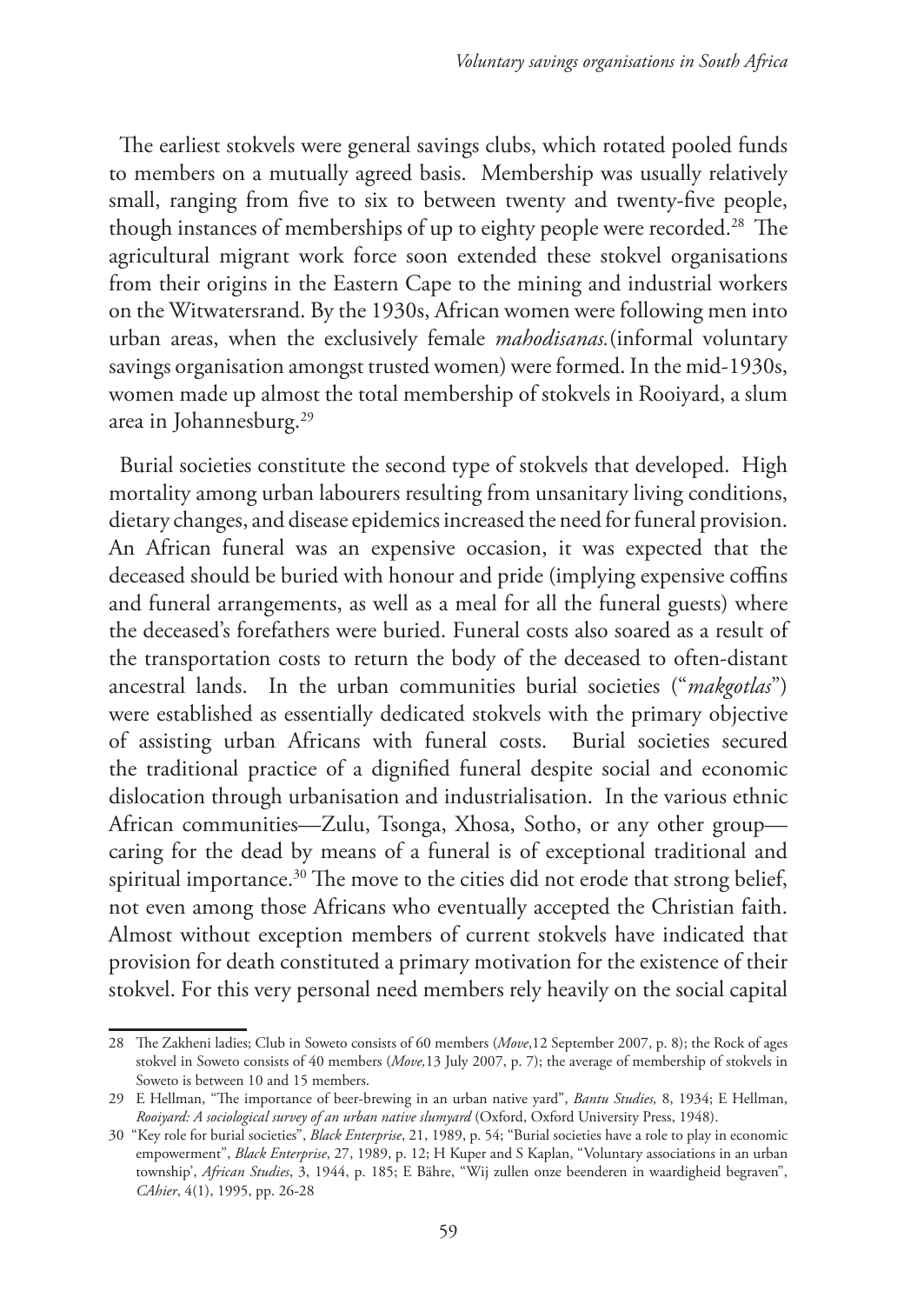The earliest stokvels were general savings clubs, which rotated pooled funds to members on a mutually agreed basis. Membership was usually relatively small, ranging from five to six to between twenty and twenty-five people, though instances of memberships of up to eighty people were recorded.[28] The agricultural migrant work force soon extended these stokvel organisations from their origins in the Eastern Cape to the mining and industrial workers on the Witwatersrand. By the 1930s, African women were following men into urban areas, when the exclusively female *mahodisanas.*(informal voluntary savings organisation amongst trusted women) were formed. In the mid-1930s, women made up almost the total membership of stokvels in Rooiyard, a slum area in Johannesburg.[29]

Burial societies constitute the second type of stokvels that developed. High mortality among urban labourers resulting from unsanitary living conditions, dietary changes, and disease epidemics increased the need for funeral provision. An African funeral was an expensive occasion, it was expected that the deceased should be buried with honour and pride (implying expensive coffins and funeral arrangements, as well as a meal for all the funeral guests) where the deceased's forefathers were buried. Funeral costs also soared as a result of the transportation costs to return the body of the deceased to often-distant ancestral lands. In the urban communities burial societies ("*makgotlas*") were established as essentially dedicated stokvels with the primary objective of assisting urban Africans with funeral costs. Burial societies secured the traditional practice of a dignified funeral despite social and economic dislocation through urbanisation and industrialisation. In the various ethnic African communities—Zulu, Tsonga, Xhosa, Sotho, or any other group—caring for the dead by means of a funeral is of exceptional traditional and spiritual importance.[30] The move to the cities did not erode that strong belief, not even among those Africans who eventually accepted the Christian faith. Almost without exception members of current stokvels have indicated that provision for death constituted a primary motivation for the existence of their stokvel. For this very personal need members rely heavily on the social capital

---

28 The Zakheni ladies; Club in Soweto consists of 60 members (*Move*,12 September 2007, p. 8); the Rock of ages stokvel in Soweto consists of 40 members (*Move,*13 July 2007, p. 7); the average of membership of stokvels in Soweto is between 10 and 15 members.

29 E Hellman, "The importance of beer-brewing in an urban native yard", *Bantu Studies,* 8, 1934; E Hellman, *Rooiyard: A sociological survey of an urban native slumyard* (Oxford, Oxford University Press, 1948).

30 "Key role for burial societies", *Black Enterprise*, 21, 1989, p. 54; "Burial societies have a role to play in economic empowerment", *Black Enterprise*, 27, 1989, p. 12; H Kuper and S Kaplan, "Voluntary associations in an urban township', *African Studies*, 3, 1944, p. 185; E Bähre, "Wij zullen onze beenderen in waardigheid begraven", *CAhier*, 4(1), 1995, pp. 26-28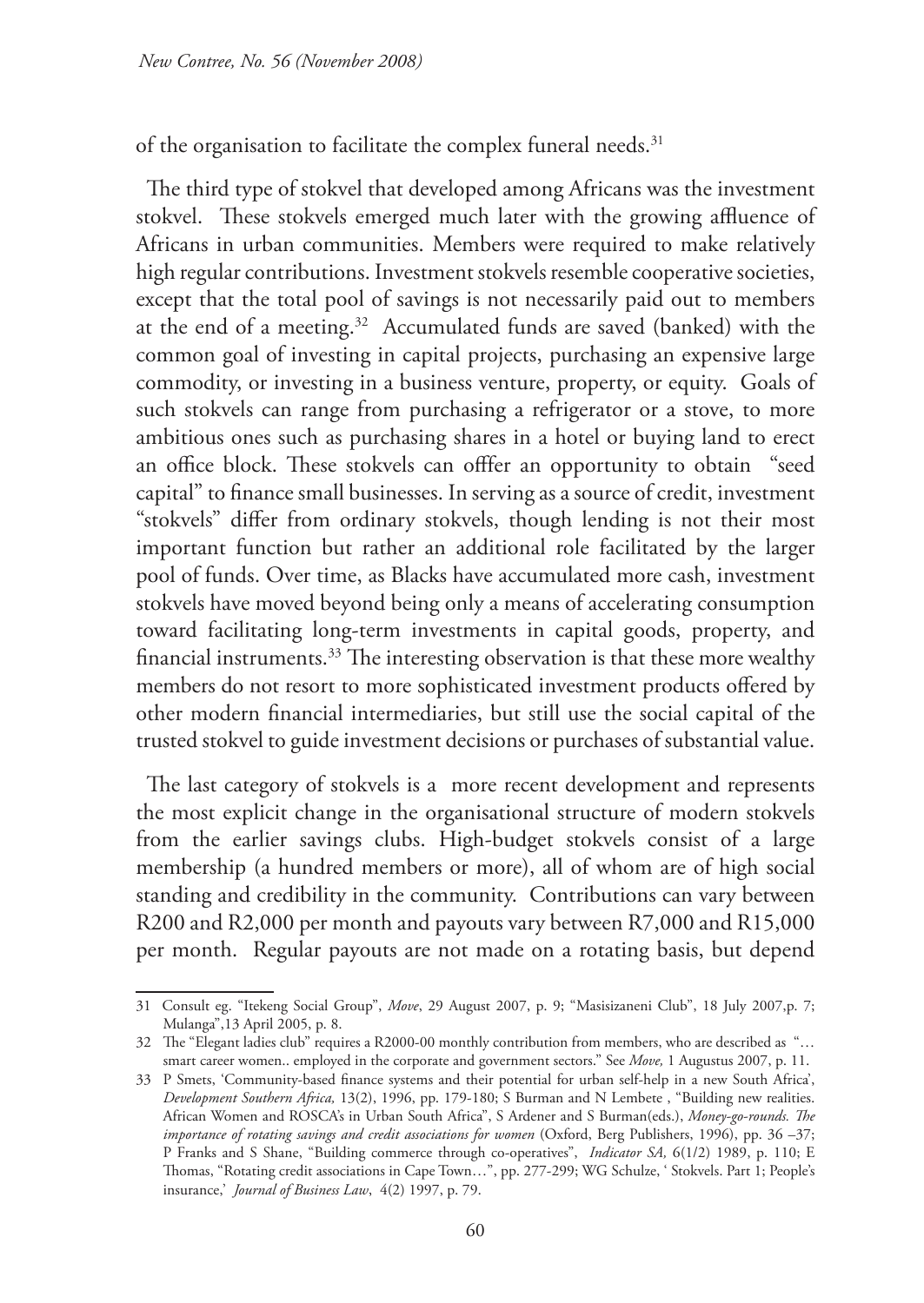of the organisation to facilitate the complex funeral needs.[31]

The third type of stokvel that developed among Africans was the investment stokvel. These stokvels emerged much later with the growing affluence of Africans in urban communities. Members were required to make relatively high regular contributions. Investment stokvels resemble cooperative societies, except that the total pool of savings is not necessarily paid out to members at the end of a meeting.[32] Accumulated funds are saved (banked) with the common goal of investing in capital projects, purchasing an expensive large commodity, or investing in a business venture, property, or equity. Goals of such stokvels can range from purchasing a refrigerator or a stove, to more ambitious ones such as purchasing shares in a hotel or buying land to erect an office block. These stokvels can offfer an opportunity to obtain "seed capital" to finance small businesses. In serving as a source of credit, investment "stokvels" differ from ordinary stokvels, though lending is not their most important function but rather an additional role facilitated by the larger pool of funds. Over time, as Blacks have accumulated more cash, investment stokvels have moved beyond being only a means of accelerating consumption toward facilitating long-term investments in capital goods, property, and financial instruments.[33] The interesting observation is that these more wealthy members do not resort to more sophisticated investment products offered by other modern financial intermediaries, but still use the social capital of the trusted stokvel to guide investment decisions or purchases of substantial value.

The last category of stokvels is a more recent development and represents the most explicit change in the organisational structure of modern stokvels from the earlier savings clubs. High-budget stokvels consist of a large membership (a hundred members or more), all of whom are of high social standing and credibility in the community. Contributions can vary between R200 and R2,000 per month and payouts vary between R7,000 and R15,000 per month. Regular payouts are not made on a rotating basis, but depend

---

31 Consult eg. "Itekeng Social Group", *Move*, 29 August 2007, p. 9; "Masisizaneni Club", 18 July 2007,p. 7; Mulanga",13 April 2005, p. 8.

32 The "Elegant ladies club" requires a R2000-00 monthly contribution from members, who are described as "… smart career women.. employed in the corporate and government sectors." See *Move,* 1 Augustus 2007, p. 11.

33 P Smets, 'Community-based finance systems and their potential for urban self-help in a new South Africa', *Development Southern Africa,* 13(2), 1996, pp. 179-180; S Burman and N Lembete , "Building new realities. African Women and ROSCA's in Urban South Africa", S Ardener and S Burman(eds.), *Money-go-rounds. The importance of rotating savings and credit associations for women* (Oxford, Berg Publishers, 1996), pp. 36 –37; P Franks and S Shane, "Building commerce through co-operatives", *Indicator SA,* 6(1/2) 1989, p. 110; E Thomas, "Rotating credit associations in Cape Town…", pp. 277-299; WG Schulze, ' Stokvels. Part 1; People's insurance,' *Journal of Business Law*, 4(2) 1997, p. 79.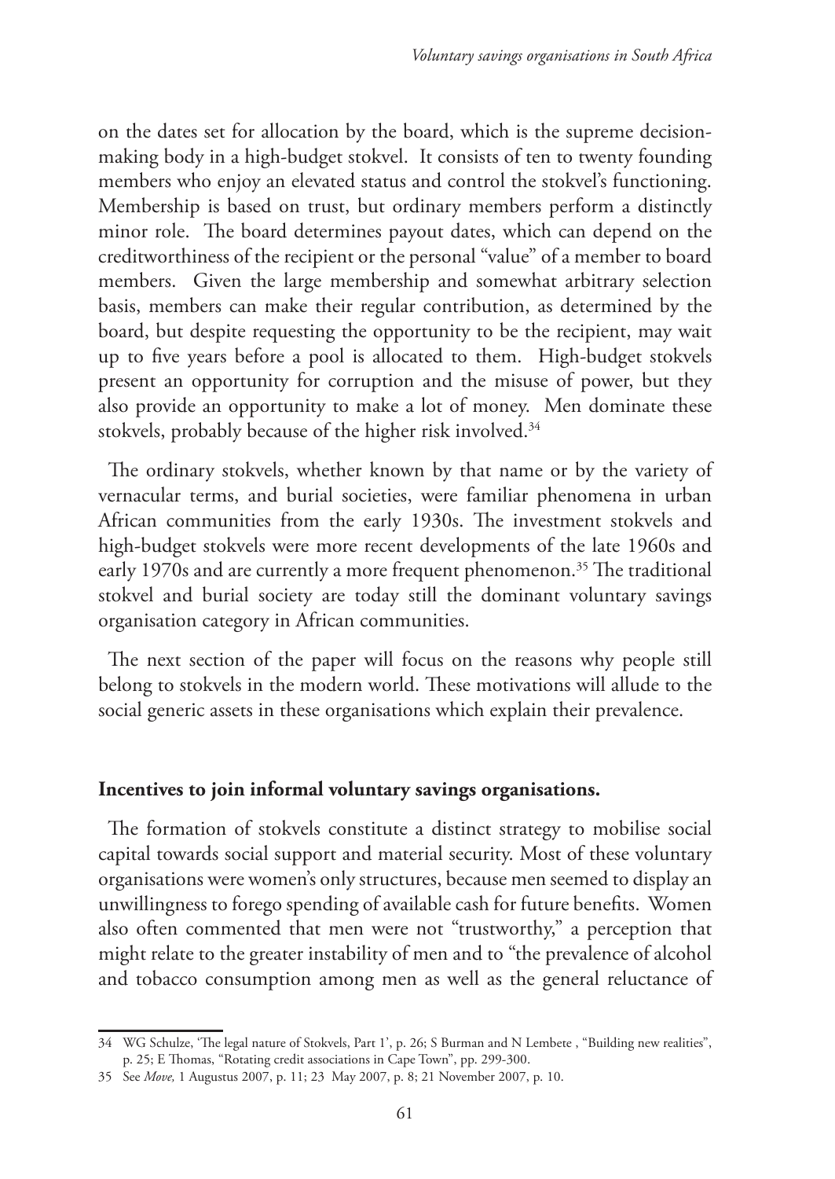on the dates set for allocation by the board, which is the supreme decision-making body in a high-budget stokvel. It consists of ten to twenty founding members who enjoy an elevated status and control the stokvel's functioning. Membership is based on trust, but ordinary members perform a distinctly minor role. The board determines payout dates, which can depend on the creditworthiness of the recipient or the personal "value" of a member to board members. Given the large membership and somewhat arbitrary selection basis, members can make their regular contribution, as determined by the board, but despite requesting the opportunity to be the recipient, may wait up to five years before a pool is allocated to them. High-budget stokvels present an opportunity for corruption and the misuse of power, but they also provide an opportunity to make a lot of money. Men dominate these stokvels, probably because of the higher risk involved.[34]

The ordinary stokvels, whether known by that name or by the variety of vernacular terms, and burial societies, were familiar phenomena in urban African communities from the early 1930s. The investment stokvels and high-budget stokvels were more recent developments of the late 1960s and early 1970s and are currently a more frequent phenomenon.[35] The traditional stokvel and burial society are today still the dominant voluntary savings organisation category in African communities.

The next section of the paper will focus on the reasons why people still belong to stokvels in the modern world. These motivations will allude to the social generic assets in these organisations which explain their prevalence.

**Incentives to join informal voluntary savings organisations.**

The formation of stokvels constitute a distinct strategy to mobilise social capital towards social support and material security. Most of these voluntary organisations were women's only structures, because men seemed to display an unwillingness to forego spending of available cash for future benefits. Women also often commented that men were not "trustworthy," a perception that might relate to the greater instability of men and to "the prevalence of alcohol and tobacco consumption among men as well as the general reluctance of

---

34 WG Schulze, 'The legal nature of Stokvels, Part 1', p. 26; S Burman and N Lembete , "Building new realities", p. 25; E Thomas, "Rotating credit associations in Cape Town", pp. 299-300.

35 See *Move,* 1 Augustus 2007, p. 11; 23 May 2007, p. 8; 21 November 2007, p. 10.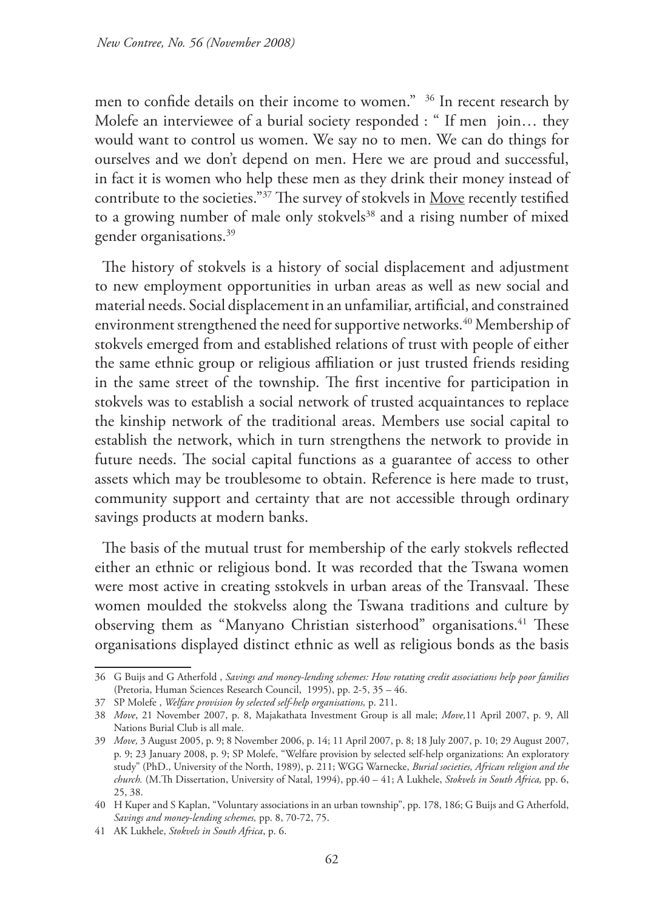men to confide details on their income to women." [36] In recent research by Molefe an interviewee of a burial society responded : " If men join… they would want to control us women. We say no to men. We can do things for ourselves and we don't depend on men. Here we are proud and successful, in fact it is women who help these men as they drink their money instead of contribute to the societies."[37] The survey of stokvels in Move recently testified to a growing number of male only stokvels[38] and a rising number of mixed gender organisations.[39]

The history of stokvels is a history of social displacement and adjustment to new employment opportunities in urban areas as well as new social and material needs. Social displacement in an unfamiliar, artificial, and constrained environment strengthened the need for supportive networks.[40] Membership of stokvels emerged from and established relations of trust with people of either the same ethnic group or religious affiliation or just trusted friends residing in the same street of the township. The first incentive for participation in stokvels was to establish a social network of trusted acquaintances to replace the kinship network of the traditional areas. Members use social capital to establish the network, which in turn strengthens the network to provide in future needs. The social capital functions as a guarantee of access to other assets which may be troublesome to obtain. Reference is here made to trust, community support and certainty that are not accessible through ordinary savings products at modern banks.

The basis of the mutual trust for membership of the early stokvels reflected either an ethnic or religious bond. It was recorded that the Tswana women were most active in creating sstokvels in urban areas of the Transvaal. These women moulded the stokvelss along the Tswana traditions and culture by observing them as "Manyano Christian sisterhood" organisations.[41] These organisations displayed distinct ethnic as well as religious bonds as the basis

---

36 G Buijs and G Atherfold , *Savings and money-lending schemes: How rotating credit associations help poor families* (Pretoria, Human Sciences Research Council, 1995), pp. 2-5, 35 – 46.

37 SP Molefe , *Welfare provision by selected self-help organisations,* p. 211.

38 *Move*, 21 November 2007, p. 8, Majakathata Investment Group is all male; *Move,*11 April 2007, p. 9, All Nations Burial Club is all male.

39 *Move,* 3 August 2005, p. 9; 8 November 2006, p. 14; 11 April 2007, p. 8; 18 July 2007, p. 10; 29 August 2007, p. 9; 23 January 2008, p. 9; SP Molefe, "Welfare provision by selected self-help organizations: An exploratory study" (PhD., University of the North, 1989), p. 211; WGG Warnecke, *Burial societies, African religion and the church.* (M.Th Dissertation, University of Natal, 1994), pp.40 – 41; A Lukhele, *Stokvels in South Africa,* pp. 6, 25, 38.

40 H Kuper and S Kaplan, "Voluntary associations in an urban township", pp. 178, 186; G Buijs and G Atherfold, *Savings and money-lending schemes,* pp. 8, 70-72, 75.

41 AK Lukhele, *Stokvels in South Africa*, p. 6.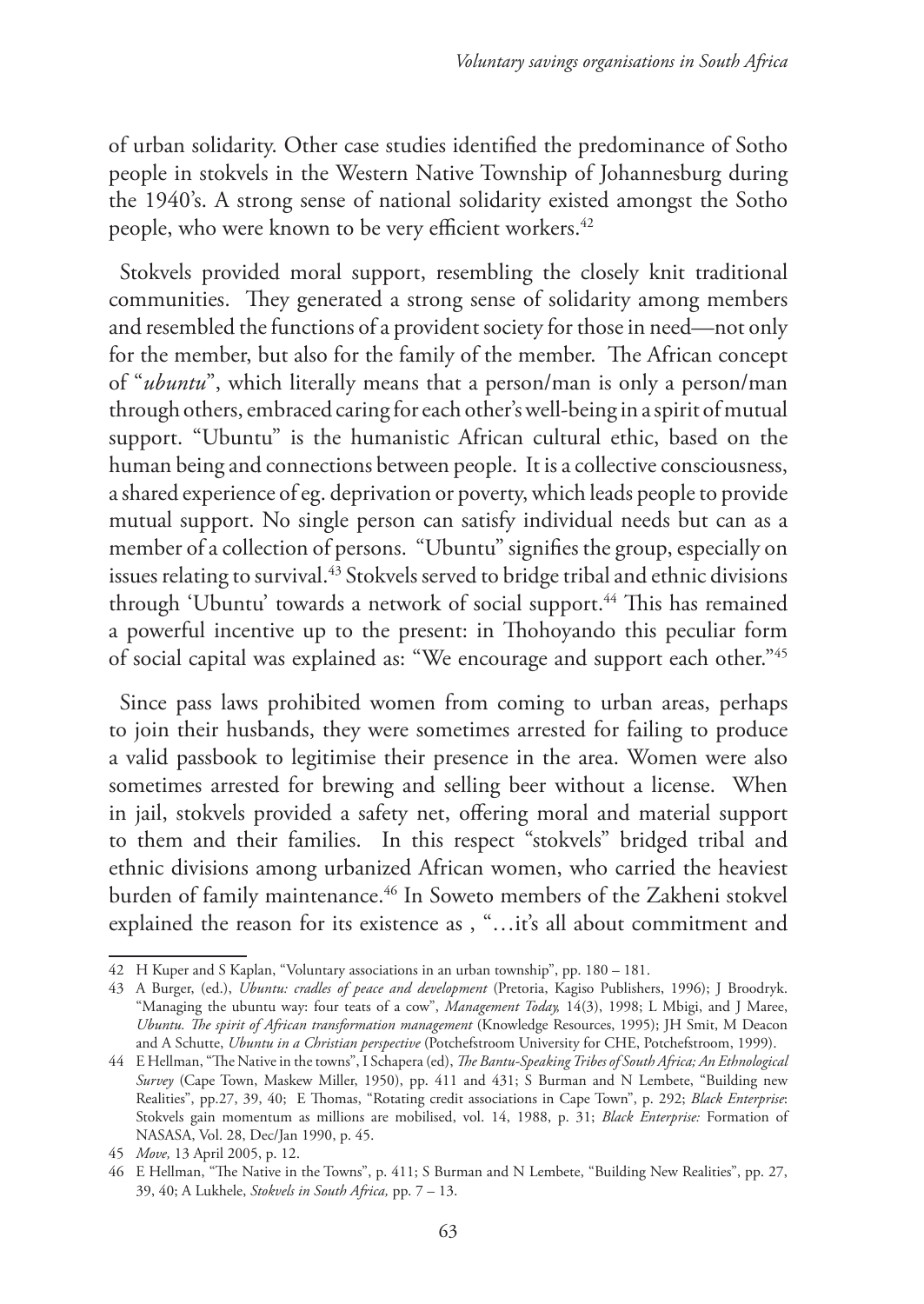of urban solidarity. Other case studies identified the predominance of Sotho people in stokvels in the Western Native Township of Johannesburg during the 1940's. A strong sense of national solidarity existed amongst the Sotho people, who were known to be very efficient workers.[42]

Stokvels provided moral support, resembling the closely knit traditional communities. They generated a strong sense of solidarity among members and resembled the functions of a provident society for those in need—not only for the member, but also for the family of the member. The African concept of "*ubuntu*", which literally means that a person/man is only a person/man through others, embraced caring for each other's well-being in a spirit of mutual support. "Ubuntu" is the humanistic African cultural ethic, based on the human being and connections between people. It is a collective consciousness, a shared experience of eg. deprivation or poverty, which leads people to provide mutual support. No single person can satisfy individual needs but can as a member of a collection of persons. "Ubuntu" signifies the group, especially on issues relating to survival.[43] Stokvels served to bridge tribal and ethnic divisions through 'Ubuntu' towards a network of social support.[44] This has remained a powerful incentive up to the present: in Thohoyando this peculiar form of social capital was explained as: "We encourage and support each other."[45]

Since pass laws prohibited women from coming to urban areas, perhaps to join their husbands, they were sometimes arrested for failing to produce a valid passbook to legitimise their presence in the area. Women were also sometimes arrested for brewing and selling beer without a license. When in jail, stokvels provided a safety net, offering moral and material support to them and their families. In this respect "stokvels" bridged tribal and ethnic divisions among urbanized African women, who carried the heaviest burden of family maintenance.[46] In Soweto members of the Zakheni stokvel explained the reason for its existence as , "…it's all about commitment and

---

42 H Kuper and S Kaplan, "Voluntary associations in an urban township", pp. 180 – 181.

43 A Burger, (ed.), *Ubuntu: cradles of peace and development* (Pretoria, Kagiso Publishers, 1996); J Broodryk. "Managing the ubuntu way: four teats of a cow", *Management Today,* 14(3), 1998; L Mbigi, and J Maree, *Ubuntu. The spirit of African transformation management* (Knowledge Resources, 1995); JH Smit, M Deacon and A Schutte, *Ubuntu in a Christian perspective* (Potchefstroom University for CHE, Potchefstroom, 1999).

44 E Hellman, "The Native in the towns", I Schapera (ed), *The Bantu-Speaking Tribes of South Africa; An Ethnological Survey* (Cape Town, Maskew Miller, 1950), pp. 411 and 431; S Burman and N Lembete, "Building new Realities", pp.27, 39, 40; E Thomas, "Rotating credit associations in Cape Town", p. 292; *Black Enterprise*: Stokvels gain momentum as millions are mobilised, vol. 14, 1988, p. 31; *Black Enterprise:* Formation of NASASA, Vol. 28, Dec/Jan 1990, p. 45.

45 *Move,* 13 April 2005, p. 12.

46 E Hellman, "The Native in the Towns", p. 411; S Burman and N Lembete, "Building New Realities", pp. 27, 39, 40; A Lukhele, *Stokvels in South Africa,* pp. 7 – 13.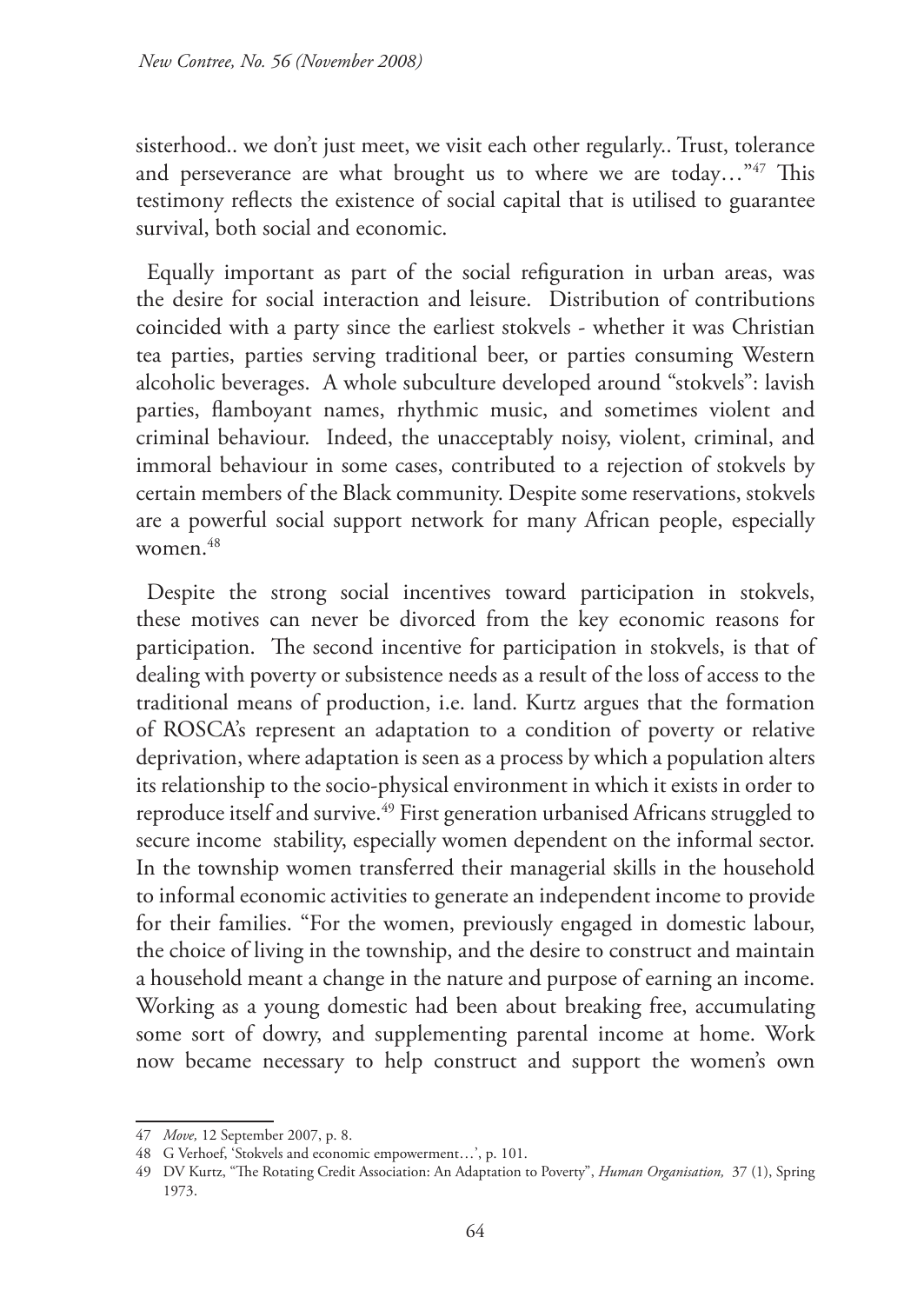sisterhood.. we don't just meet, we visit each other regularly.. Trust, tolerance and perseverance are what brought us to where we are today…"[47] This testimony reflects the existence of social capital that is utilised to guarantee survival, both social and economic.

Equally important as part of the social refiguration in urban areas, was the desire for social interaction and leisure. Distribution of contributions coincided with a party since the earliest stokvels - whether it was Christian tea parties, parties serving traditional beer, or parties consuming Western alcoholic beverages. A whole subculture developed around "stokvels": lavish parties, flamboyant names, rhythmic music, and sometimes violent and criminal behaviour. Indeed, the unacceptably noisy, violent, criminal, and immoral behaviour in some cases, contributed to a rejection of stokvels by certain members of the Black community. Despite some reservations, stokvels are a powerful social support network for many African people, especially women.[48]

Despite the strong social incentives toward participation in stokvels, these motives can never be divorced from the key economic reasons for participation. The second incentive for participation in stokvels, is that of dealing with poverty or subsistence needs as a result of the loss of access to the traditional means of production, i.e. land. Kurtz argues that the formation of ROSCA's represent an adaptation to a condition of poverty or relative deprivation, where adaptation is seen as a process by which a population alters its relationship to the socio-physical environment in which it exists in order to reproduce itself and survive.[49] First generation urbanised Africans struggled to secure income stability, especially women dependent on the informal sector. In the township women transferred their managerial skills in the household to informal economic activities to generate an independent income to provide for their families. "For the women, previously engaged in domestic labour, the choice of living in the township, and the desire to construct and maintain a household meant a change in the nature and purpose of earning an income. Working as a young domestic had been about breaking free, accumulating some sort of dowry, and supplementing parental income at home. Work now became necessary to help construct and support the women's own

---

47 *Move,* 12 September 2007, p. 8.

48 G Verhoef, 'Stokvels and economic empowerment…', p. 101.

49 DV Kurtz, "The Rotating Credit Association: An Adaptation to Poverty", *Human Organisation,* 37 (1), Spring 1973.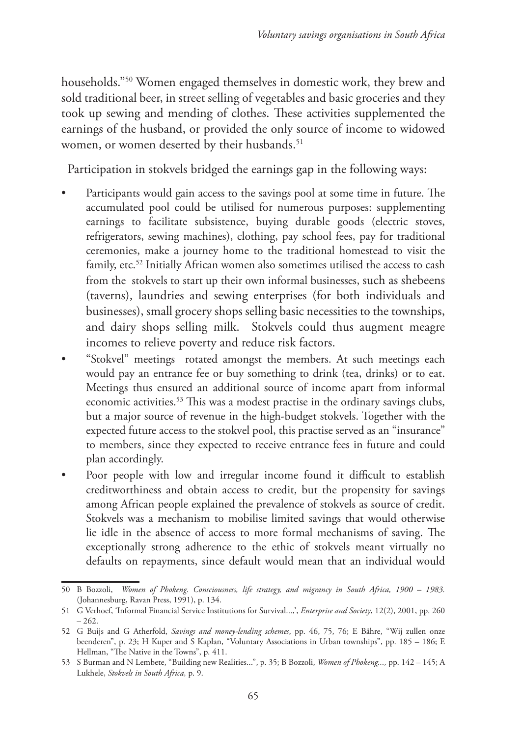households."[50] Women engaged themselves in domestic work, they brew and sold traditional beer, in street selling of vegetables and basic groceries and they took up sewing and mending of clothes. These activities supplemented the earnings of the husband, or provided the only source of income to widowed women, or women deserted by their husbands.[51]

Participation in stokvels bridged the earnings gap in the following ways:

- Participants would gain access to the savings pool at some time in future. The accumulated pool could be utilised for numerous purposes: supplementing earnings to facilitate subsistence, buying durable goods (electric stoves, refrigerators, sewing machines), clothing, pay school fees, pay for traditional ceremonies, make a journey home to the traditional homestead to visit the family, etc.[52] Initially African women also sometimes utilised the access to cash from the stokvels to start up their own informal businesses, such as shebeens (taverns), laundries and sewing enterprises (for both individuals and businesses), small grocery shops selling basic necessities to the townships, and dairy shops selling milk. Stokvels could thus augment meagre incomes to relieve poverty and reduce risk factors.
- "Stokvel" meetings rotated amongst the members. At such meetings each would pay an entrance fee or buy something to drink (tea, drinks) or to eat. Meetings thus ensured an additional source of income apart from informal economic activities.[53] This was a modest practise in the ordinary savings clubs, but a major source of revenue in the high-budget stokvels. Together with the expected future access to the stokvel pool, this practise served as an "insurance" to members, since they expected to receive entrance fees in future and could plan accordingly.
- Poor people with low and irregular income found it difficult to establish creditworthiness and obtain access to credit, but the propensity for savings among African people explained the prevalence of stokvels as source of credit. Stokvels was a mechanism to mobilise limited savings that would otherwise lie idle in the absence of access to more formal mechanisms of saving. The exceptionally strong adherence to the ethic of stokvels meant virtually no defaults on repayments, since default would mean that an individual would

---

50 B Bozzoli, *Women of Phokeng. Consciousness, life strategy, and migrancy in South Africa, 1900 – 1983.* (Johannesburg, Ravan Press, 1991), p. 134.

51 G Verhoef, 'Informal Financial Service Institutions for Survival...', *Enterprise and Society*, 12(2), 2001, pp. 260 – 262.

52 G Buijs and G Atherfold, *Savings and money-lending schemes*, pp. 46, 75, 76; E Bähre, "Wij zullen onze beenderen", p. 23; H Kuper and S Kaplan, "Voluntary Associations in Urban townships", pp. 185 – 186; E Hellman, "The Native in the Towns", p. 411.

53 S Burman and N Lembete, "Building new Realities...", p. 35; B Bozzoli, *Women of Phokeng...,* pp. 142 – 145; A Lukhele, *Stokvels in South Africa,* p. 9.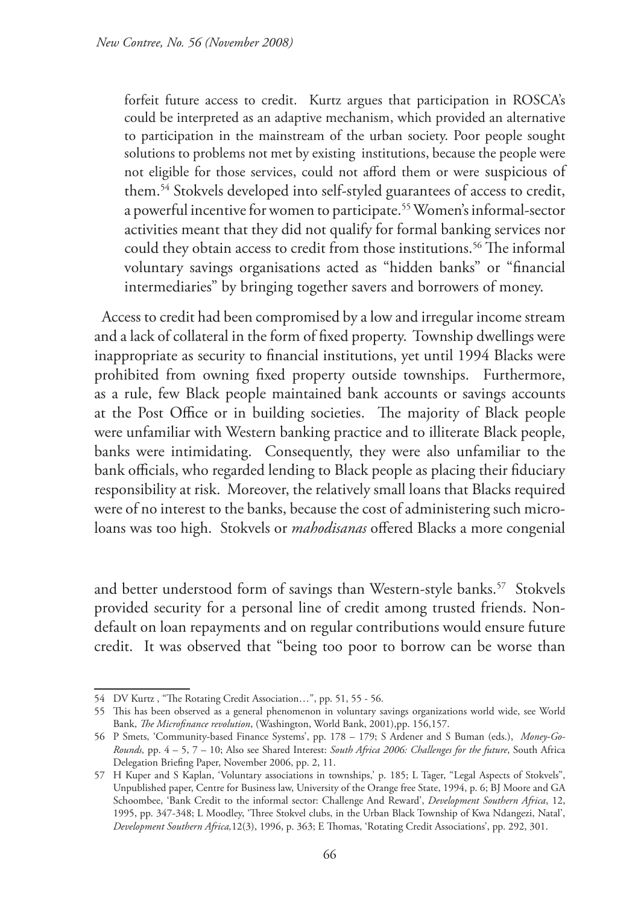forfeit future access to credit. Kurtz argues that participation in ROSCA's could be interpreted as an adaptive mechanism, which provided an alternative to participation in the mainstream of the urban society. Poor people sought solutions to problems not met by existing institutions, because the people were not eligible for those services, could not afford them or were suspicious of them.[54] Stokvels developed into self-styled guarantees of access to credit, a powerful incentive for women to participate.[55] Women's informal-sector activities meant that they did not qualify for formal banking services nor could they obtain access to credit from those institutions.[56] The informal voluntary savings organisations acted as "hidden banks" or "financial intermediaries" by bringing together savers and borrowers of money.

Access to credit had been compromised by a low and irregular income stream and a lack of collateral in the form of fixed property. Township dwellings were inappropriate as security to financial institutions, yet until 1994 Blacks were prohibited from owning fixed property outside townships. Furthermore, as a rule, few Black people maintained bank accounts or savings accounts at the Post Office or in building societies. The majority of Black people were unfamiliar with Western banking practice and to illiterate Black people, banks were intimidating. Consequently, they were also unfamiliar to the bank officials, who regarded lending to Black people as placing their fiduciary responsibility at risk. Moreover, the relatively small loans that Blacks required were of no interest to the banks, because the cost of administering such micro-loans was too high. Stokvels or *mahodisanas* offered Blacks a more congenial and better understood form of savings than Western-style banks.[57] Stokvels provided security for a personal line of credit among trusted friends. Non-default on loan repayments and on regular contributions would ensure future credit. It was observed that "being too poor to borrow can be worse than

---

54 DV Kurtz , "The Rotating Credit Association…", pp. 51, 55 - 56.

55 This has been observed as a general phenomenon in voluntary savings organizations world wide, see World Bank, *The Microfinance revolution*, (Washington, World Bank, 2001),pp. 156,157.

56 P Smets, 'Community-based Finance Systems', pp. 178 – 179; S Ardener and S Buman (eds.), *Money-Go-Rounds,* pp. 4 – 5, 7 – 10; Also see Shared Interest: *South Africa 2006: Challenges for the future*, South Africa Delegation Briefing Paper, November 2006, pp. 2, 11.

57 H Kuper and S Kaplan, 'Voluntary associations in townships,' p. 185; L Tager, "Legal Aspects of Stokvels", Unpublished paper, Centre for Business law, University of the Orange free State, 1994, p. 6; BJ Moore and GA Schoombee, 'Bank Credit to the informal sector: Challenge And Reward', *Development Southern Africa*, 12, 1995, pp. 347-348; L Moodley, 'Three Stokvel clubs, in the Urban Black Township of Kwa Ndangezi, Natal', *Development Southern Africa,*12(3), 1996, p. 363; E Thomas, 'Rotating Credit Associations', pp. 292, 301.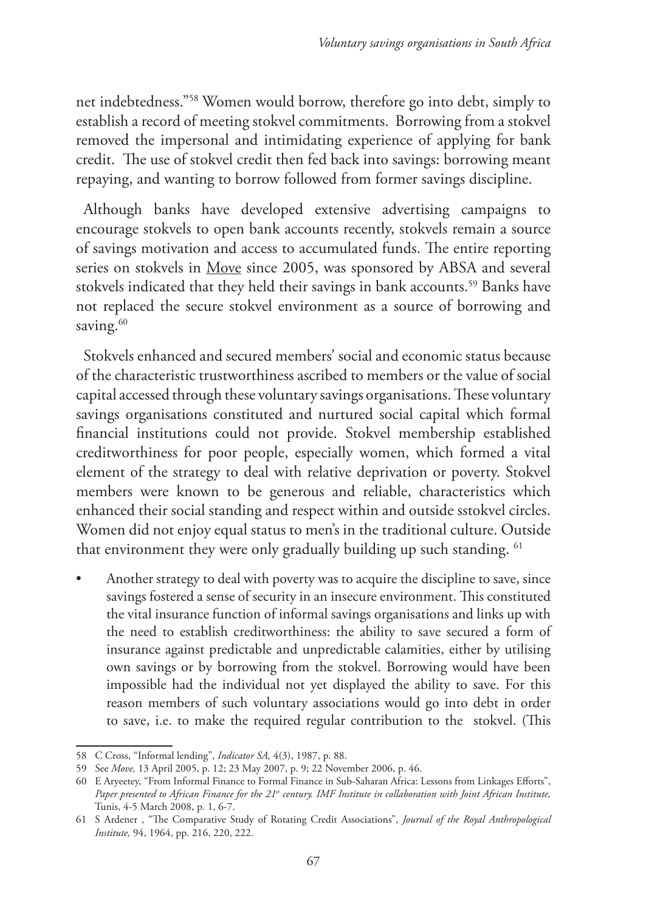net indebtedness."[58] Women would borrow, therefore go into debt, simply to establish a record of meeting stokvel commitments. Borrowing from a stokvel removed the impersonal and intimidating experience of applying for bank credit. The use of stokvel credit then fed back into savings: borrowing meant repaying, and wanting to borrow followed from former savings discipline.

Although banks have developed extensive advertising campaigns to encourage stokvels to open bank accounts recently, stokvels remain a source of savings motivation and access to accumulated funds. The entire reporting series on stokvels in Move since 2005, was sponsored by ABSA and several stokvels indicated that they held their savings in bank accounts.[59] Banks have not replaced the secure stokvel environment as a source of borrowing and saving.[60]

Stokvels enhanced and secured members' social and economic status because of the characteristic trustworthiness ascribed to members or the value of social capital accessed through these voluntary savings organisations. These voluntary savings organisations constituted and nurtured social capital which formal financial institutions could not provide. Stokvel membership established creditworthiness for poor people, especially women, which formed a vital element of the strategy to deal with relative deprivation or poverty. Stokvel members were known to be generous and reliable, characteristics which enhanced their social standing and respect within and outside sstokvel circles. Women did not enjoy equal status to men's in the traditional culture. Outside that environment they were only gradually building up such standing. [61]

- Another strategy to deal with poverty was to acquire the discipline to save, since savings fostered a sense of security in an insecure environment. This constituted the vital insurance function of informal savings organisations and links up with the need to establish creditworthiness: the ability to save secured a form of insurance against predictable and unpredictable calamities, either by utilising own savings or by borrowing from the stokvel. Borrowing would have been impossible had the individual not yet displayed the ability to save. For this reason members of such voluntary associations would go into debt in order to save, i.e. to make the required regular contribution to the stokvel. (This

---

58 C Cross, "Informal lending", *Indicator SA,* 4(3), 1987, p. 88.

59 See *Move,* 13 April 2005, p. 12; 23 May 2007, p. 9; 22 November 2006, p. 46.

60 E Aryeetey, "From Informal Finance to Formal Finance in Sub-Saharan Africa: Lessons from Linkages Efforts", *Paper presented to African Finance for the 21st century. IMF Institute in collaboration with Joint African Institute,* Tunis, 4-5 March 2008, p. 1, 6-7.

61 S Ardener , "The Comparative Study of Rotating Credit Associations", *Journal of the Royal Anthropological Institute,* 94, 1964, pp. 216, 220, 222.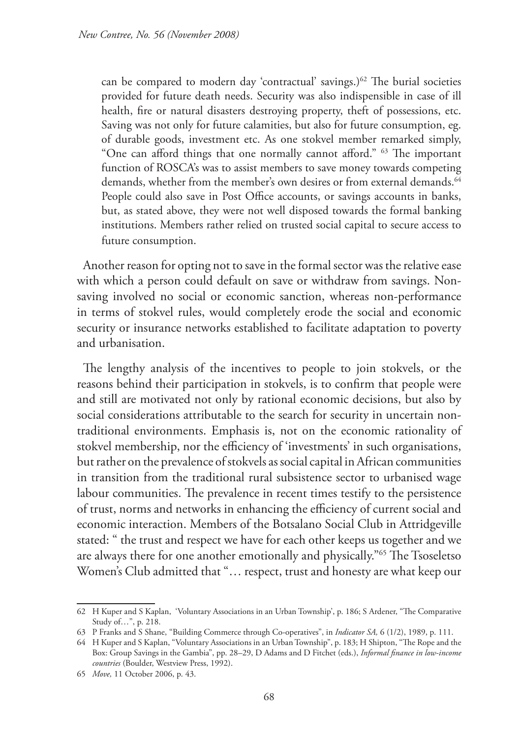can be compared to modern day 'contractual' savings.)[62] The burial societies provided for future death needs. Security was also indispensible in case of ill health, fire or natural disasters destroying property, theft of possessions, etc. Saving was not only for future calamities, but also for future consumption, eg. of durable goods, investment etc. As one stokvel member remarked simply, "One can afford things that one normally cannot afford." [63] The important function of ROSCA's was to assist members to save money towards competing demands, whether from the member's own desires or from external demands.[64] People could also save in Post Office accounts, or savings accounts in banks, but, as stated above, they were not well disposed towards the formal banking institutions. Members rather relied on trusted social capital to secure access to future consumption.

Another reason for opting not to save in the formal sector was the relative ease with which a person could default on save or withdraw from savings. Non-saving involved no social or economic sanction, whereas non-performance in terms of stokvel rules, would completely erode the social and economic security or insurance networks established to facilitate adaptation to poverty and urbanisation.

The lengthy analysis of the incentives to people to join stokvels, or the reasons behind their participation in stokvels, is to confirm that people were and still are motivated not only by rational economic decisions, but also by social considerations attributable to the search for security in uncertain non-traditional environments. Emphasis is, not on the economic rationality of stokvel membership, nor the efficiency of 'investments' in such organisations, but rather on the prevalence of stokvels as social capital in African communities in transition from the traditional rural subsistence sector to urbanised wage labour communities. The prevalence in recent times testify to the persistence of trust, norms and networks in enhancing the efficiency of current social and economic interaction. Members of the Botsalano Social Club in Attridgeville stated: " the trust and respect we have for each other keeps us together and we are always there for one another emotionally and physically."[65] The Tsoseletso Women's Club admitted that "… respect, trust and honesty are what keep our

---

62 H Kuper and S Kaplan, 'Voluntary Associations in an Urban Township', p. 186; S Ardener, "The Comparative Study of…", p. 218.

63 P Franks and S Shane, "Building Commerce through Co-operatives", in *Indicator SA,* 6 (1/2), 1989, p. 111.

64 H Kuper and S Kaplan, "Voluntary Associations in an Urban Township", p. 183; H Shipton, "The Rope and the Box: Group Savings in the Gambia", pp. 28–29, D Adams and D Fitchet (eds.), *Informal finance in low-income countries* (Boulder, Westview Press, 1992).

65 *Move,* 11 October 2006, p. 43.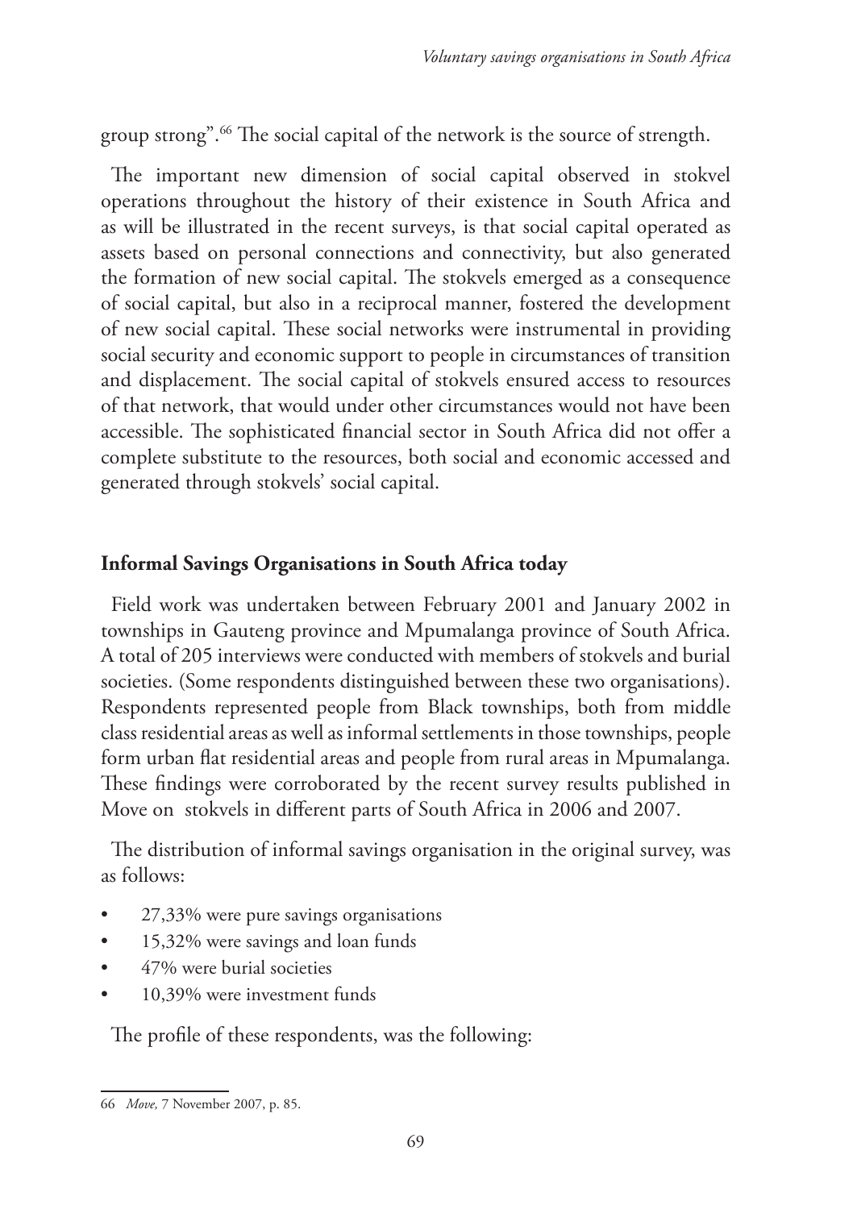group strong".[66] The social capital of the network is the source of strength.

The important new dimension of social capital observed in stokvel operations throughout the history of their existence in South Africa and as will be illustrated in the recent surveys, is that social capital operated as assets based on personal connections and connectivity, but also generated the formation of new social capital. The stokvels emerged as a consequence of social capital, but also in a reciprocal manner, fostered the development of new social capital. These social networks were instrumental in providing social security and economic support to people in circumstances of transition and displacement. The social capital of stokvels ensured access to resources of that network, that would under other circumstances would not have been accessible. The sophisticated financial sector in South Africa did not offer a complete substitute to the resources, both social and economic accessed and generated through stokvels' social capital.

## Informal Savings Organisations in South Africa today

Field work was undertaken between February 2001 and January 2002 in townships in Gauteng province and Mpumalanga province of South Africa. A total of 205 interviews were conducted with members of stokvels and burial societies. (Some respondents distinguished between these two organisations). Respondents represented people from Black townships, both from middle class residential areas as well as informal settlements in those townships, people form urban flat residential areas and people from rural areas in Mpumalanga. These findings were corroborated by the recent survey results published in Move on stokvels in different parts of South Africa in 2006 and 2007.

The distribution of informal savings organisation in the original survey, was as follows:

- 27,33% were pure savings organisations
- 15,32% were savings and loan funds
- 47% were burial societies
- 10,39% were investment funds

The profile of these respondents, was the following:

---

66 *Move,* 7 November 2007, p. 85.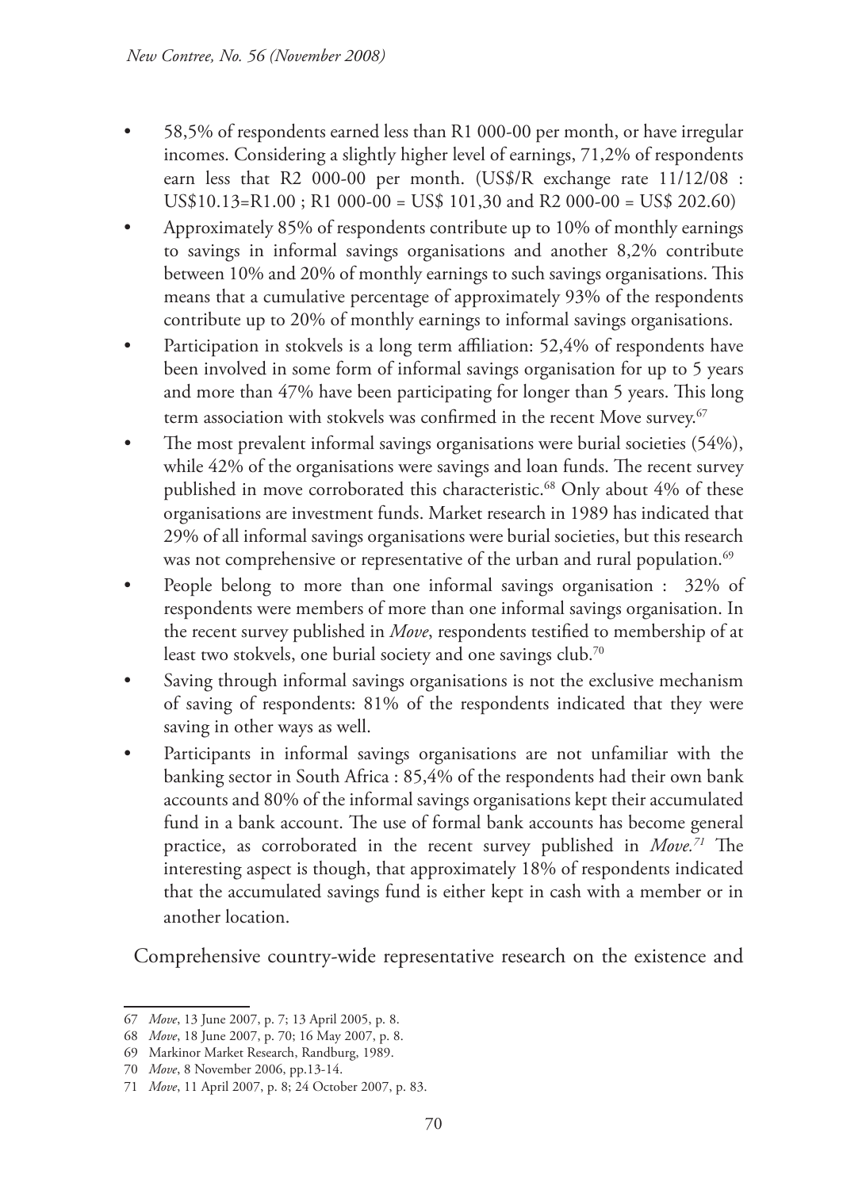- 58,5% of respondents earned less than R1 000-00 per month, or have irregular incomes. Considering a slightly higher level of earnings, 71,2% of respondents earn less that R2 000-00 per month. (US$/R exchange rate 11/12/08 : US$10.13=R1.00 ; R1 000-00 = US$ 101,30 and R2 000-00 = US$ 202.60)
- Approximately 85% of respondents contribute up to 10% of monthly earnings to savings in informal savings organisations and another 8,2% contribute between 10% and 20% of monthly earnings to such savings organisations. This means that a cumulative percentage of approximately 93% of the respondents contribute up to 20% of monthly earnings to informal savings organisations.
- Participation in stokvels is a long term affiliation: 52,4% of respondents have been involved in some form of informal savings organisation for up to 5 years and more than 47% have been participating for longer than 5 years. This long term association with stokvels was confirmed in the recent Move survey.[67]
- The most prevalent informal savings organisations were burial societies (54%), while 42% of the organisations were savings and loan funds. The recent survey published in move corroborated this characteristic.[68] Only about 4% of these organisations are investment funds. Market research in 1989 has indicated that 29% of all informal savings organisations were burial societies, but this research was not comprehensive or representative of the urban and rural population.[69]
- People belong to more than one informal savings organisation : 32% of respondents were members of more than one informal savings organisation. In the recent survey published in *Move*, respondents testified to membership of at least two stokvels, one burial society and one savings club.[70]
- Saving through informal savings organisations is not the exclusive mechanism of saving of respondents: 81% of the respondents indicated that they were saving in other ways as well.
- Participants in informal savings organisations are not unfamiliar with the banking sector in South Africa : 85,4% of the respondents had their own bank accounts and 80% of the informal savings organisations kept their accumulated fund in a bank account. The use of formal bank accounts has become general practice, as corroborated in the recent survey published in *Move.*[71] The interesting aspect is though, that approximately 18% of respondents indicated that the accumulated savings fund is either kept in cash with a member or in another location.

Comprehensive country-wide representative research on the existence and

---

67 *Move*, 13 June 2007, p. 7; 13 April 2005, p. 8.

68 *Move*, 18 June 2007, p. 70; 16 May 2007, p. 8.

69 Markinor Market Research, Randburg, 1989.

70 *Move*, 8 November 2006, pp.13-14.

71 *Move*, 11 April 2007, p. 8; 24 October 2007, p. 83.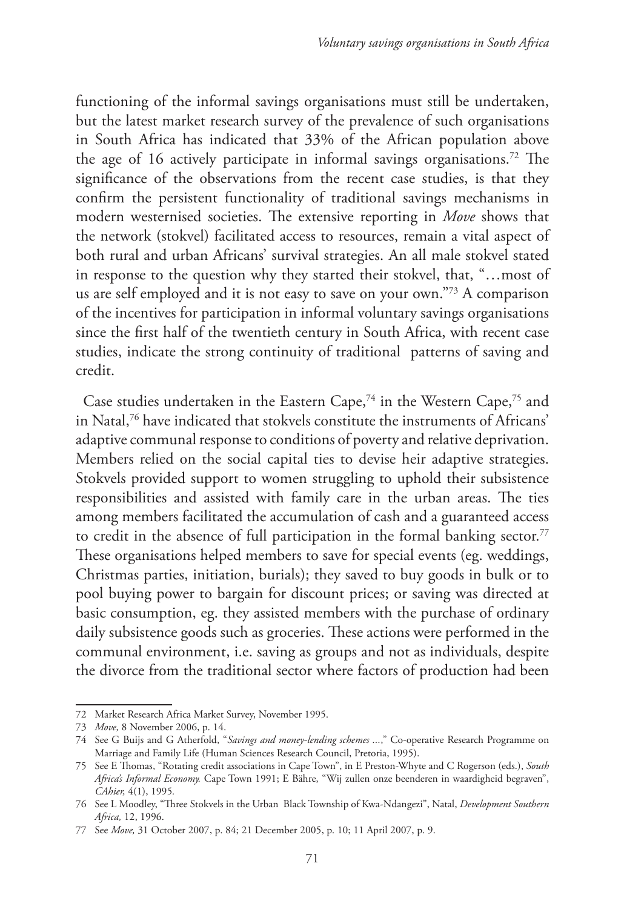functioning of the informal savings organisations must still be undertaken, but the latest market research survey of the prevalence of such organisations in South Africa has indicated that 33% of the African population above the age of 16 actively participate in informal savings organisations.[72] The significance of the observations from the recent case studies, is that they confirm the persistent functionality of traditional savings mechanisms in modern westernised societies. The extensive reporting in *Move* shows that the network (stokvel) facilitated access to resources, remain a vital aspect of both rural and urban Africans' survival strategies. An all male stokvel stated in response to the question why they started their stokvel, that, "…most of us are self employed and it is not easy to save on your own."[73] A comparison of the incentives for participation in informal voluntary savings organisations since the first half of the twentieth century in South Africa, with recent case studies, indicate the strong continuity of traditional patterns of saving and credit.

Case studies undertaken in the Eastern Cape,[74] in the Western Cape,[75] and in Natal,[76] have indicated that stokvels constitute the instruments of Africans' adaptive communal response to conditions of poverty and relative deprivation. Members relied on the social capital ties to devise heir adaptive strategies. Stokvels provided support to women struggling to uphold their subsistence responsibilities and assisted with family care in the urban areas. The ties among members facilitated the accumulation of cash and a guaranteed access to credit in the absence of full participation in the formal banking sector.[77] These organisations helped members to save for special events (eg. weddings, Christmas parties, initiation, burials); they saved to buy goods in bulk or to pool buying power to bargain for discount prices; or saving was directed at basic consumption, eg. they assisted members with the purchase of ordinary daily subsistence goods such as groceries. These actions were performed in the communal environment, i.e. saving as groups and not as individuals, despite the divorce from the traditional sector where factors of production had been

---

72 Market Research Africa Market Survey, November 1995.

73 *Move,* 8 November 2006, p. 14.

74 See G Buijs and G Atherfold, "*Savings and money-lending schemes ...*," Co-operative Research Programme on Marriage and Family Life (Human Sciences Research Council, Pretoria, 1995).

75 See E Thomas, "Rotating credit associations in Cape Town", in E Preston-Whyte and C Rogerson (eds.), *South Africa's Informal Economy.* Cape Town 1991; E Bähre, "Wij zullen onze beenderen in waardigheid begraven", *CAhier,* 4(1), 1995.

76 See L Moodley, "Three Stokvels in the Urban Black Township of Kwa-Ndangezi", Natal, *Development Southern Africa,* 12, 1996.

77 See *Move,* 31 October 2007, p. 84; 21 December 2005, p. 10; 11 April 2007, p. 9.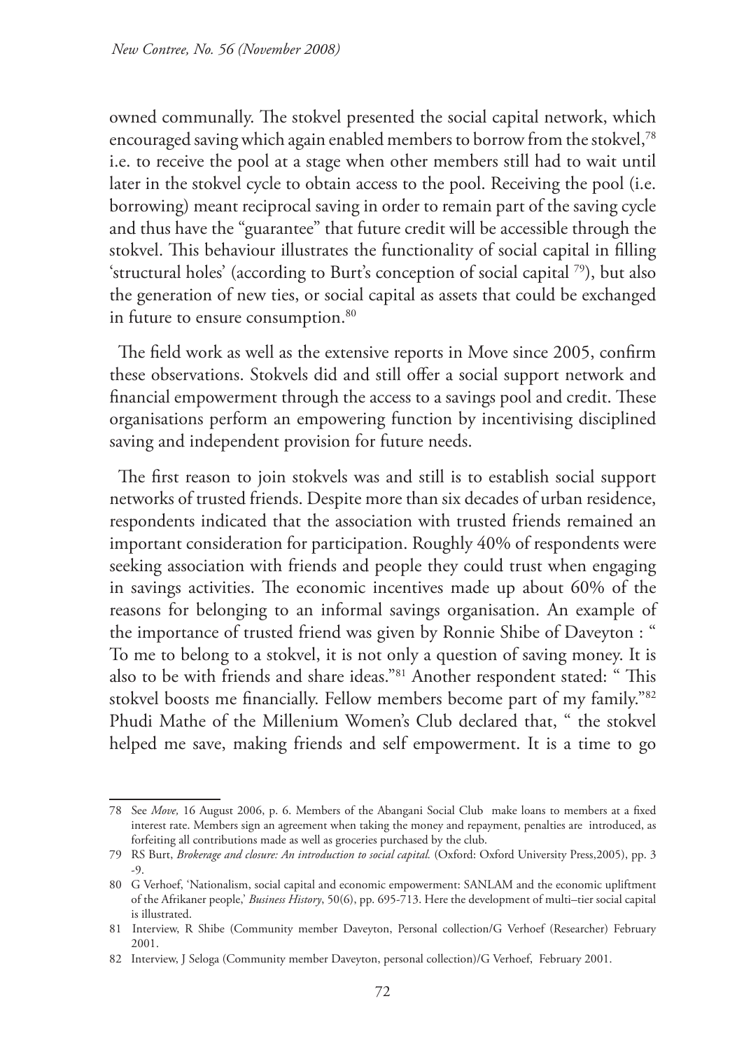owned communally. The stokvel presented the social capital network, which encouraged saving which again enabled members to borrow from the stokvel,[78] i.e. to receive the pool at a stage when other members still had to wait until later in the stokvel cycle to obtain access to the pool. Receiving the pool (i.e. borrowing) meant reciprocal saving in order to remain part of the saving cycle and thus have the "guarantee" that future credit will be accessible through the stokvel. This behaviour illustrates the functionality of social capital in filling 'structural holes' (according to Burt's conception of social capital [79]), but also the generation of new ties, or social capital as assets that could be exchanged in future to ensure consumption.[80]

The field work as well as the extensive reports in Move since 2005, confirm these observations. Stokvels did and still offer a social support network and financial empowerment through the access to a savings pool and credit. These organisations perform an empowering function by incentivising disciplined saving and independent provision for future needs.

The first reason to join stokvels was and still is to establish social support networks of trusted friends. Despite more than six decades of urban residence, respondents indicated that the association with trusted friends remained an important consideration for participation. Roughly 40% of respondents were seeking association with friends and people they could trust when engaging in savings activities. The economic incentives made up about 60% of the reasons for belonging to an informal savings organisation. An example of the importance of trusted friend was given by Ronnie Shibe of Daveyton : " To me to belong to a stokvel, it is not only a question of saving money. It is also to be with friends and share ideas."[81] Another respondent stated: " This stokvel boosts me financially. Fellow members become part of my family."[82] Phudi Mathe of the Millenium Women's Club declared that, " the stokvel helped me save, making friends and self empowerment. It is a time to go

---

78 See *Move,* 16 August 2006, p. 6. Members of the Abangani Social Club make loans to members at a fixed interest rate. Members sign an agreement when taking the money and repayment, penalties are introduced, as forfeiting all contributions made as well as groceries purchased by the club.

79 RS Burt, *Brokerage and closure: An introduction to social capital.* (Oxford: Oxford University Press,2005), pp. 3 -9.

80 G Verhoef, 'Nationalism, social capital and economic empowerment: SANLAM and the economic upliftment of the Afrikaner people,' *Business History*, 50(6), pp. 695-713. Here the development of multi–tier social capital is illustrated.

81 Interview, R Shibe (Community member Daveyton, Personal collection/G Verhoef (Researcher) February 2001.

82 Interview, J Seloga (Community member Daveyton, personal collection)/G Verhoef, February 2001.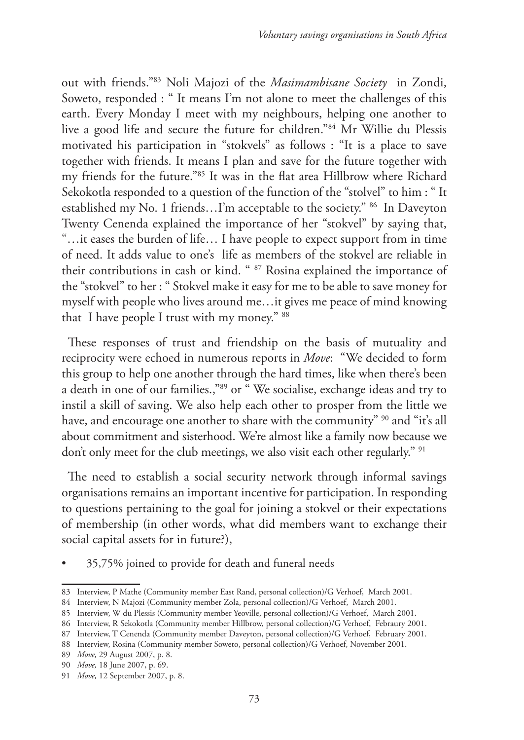out with friends."[83] Noli Majozi of the *Masimambisane Society* in Zondi, Soweto, responded : " It means I'm not alone to meet the challenges of this earth. Every Monday I meet with my neighbours, helping one another to live a good life and secure the future for children."[84] Mr Willie du Plessis motivated his participation in "stokvels" as follows : "It is a place to save together with friends. It means I plan and save for the future together with my friends for the future."[85] It was in the flat area Hillbrow where Richard Sekokotla responded to a question of the function of the "stolvel" to him : " It established my No. 1 friends…I'm acceptable to the society." [86] In Daveyton Twenty Cenenda explained the importance of her "stokvel" by saying that, "…it eases the burden of life… I have people to expect support from in time of need. It adds value to one's life as members of the stokvel are reliable in their contributions in cash or kind. " [87] Rosina explained the importance of the "stokvel" to her : " Stokvel make it easy for me to be able to save money for myself with people who lives around me…it gives me peace of mind knowing that I have people I trust with my money." [88]

These responses of trust and friendship on the basis of mutuality and reciprocity were echoed in numerous reports in *Move*: "We decided to form this group to help one another through the hard times, like when there's been a death in one of our families.,"[89] or " We socialise, exchange ideas and try to instil a skill of saving. We also help each other to prosper from the little we have, and encourage one another to share with the community" [90] and "it's all about commitment and sisterhood. We're almost like a family now because we don't only meet for the club meetings, we also visit each other regularly." [91]

The need to establish a social security network through informal savings organisations remains an important incentive for participation. In responding to questions pertaining to the goal for joining a stokvel or their expectations of membership (in other words, what did members want to exchange their social capital assets for in future?),

- 35,75% joined to provide for death and funeral needs

---

83 Interview, P Mathe (Community member East Rand, personal collection)/G Verhoef, March 2001.

84 Interview, N Majozi (Community member Zola, personal collection)/G Verhoef, March 2001.

85 Interview, W du Plessis (Community member Yeoville, personal collection)/G Verhoef, March 2001.

86 Interview, R Sekokotla (Community member Hillbrow, personal collection)/G Verhoef, Febraury 2001.

87 Interview, T Cenenda (Community member Daveyton, personal collection)/G Verhoef, February 2001.

88 Interview, Rosina (Community member Soweto, personal collection)/G Verhoef, November 2001.

89 *Move,* 29 August 2007, p. 8.

90 *Move,* 18 June 2007, p. 69.

91 *Move,* 12 September 2007, p. 8.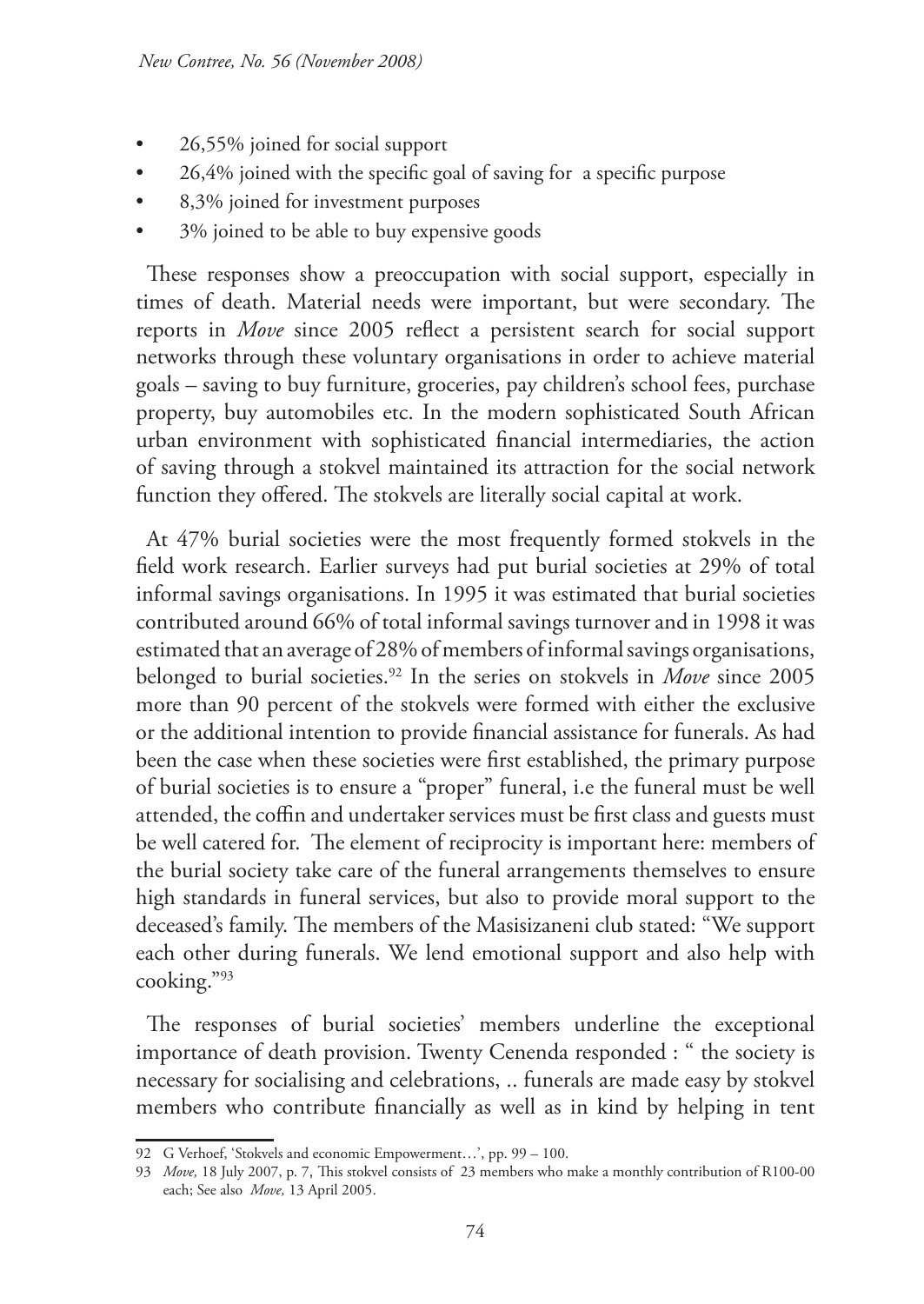- 26,55% joined for social support
- 26,4% joined with the specific goal of saving for a specific purpose
- 8,3% joined for investment purposes
- 3% joined to be able to buy expensive goods

These responses show a preoccupation with social support, especially in times of death. Material needs were important, but were secondary. The reports in *Move* since 2005 reflect a persistent search for social support networks through these voluntary organisations in order to achieve material goals – saving to buy furniture, groceries, pay children's school fees, purchase property, buy automobiles etc. In the modern sophisticated South African urban environment with sophisticated financial intermediaries, the action of saving through a stokvel maintained its attraction for the social network function they offered. The stokvels are literally social capital at work.

At 47% burial societies were the most frequently formed stokvels in the field work research. Earlier surveys had put burial societies at 29% of total informal savings organisations. In 1995 it was estimated that burial societies contributed around 66% of total informal savings turnover and in 1998 it was estimated that an average of 28% of members of informal savings organisations, belonged to burial societies.[92] In the series on stokvels in *Move* since 2005 more than 90 percent of the stokvels were formed with either the exclusive or the additional intention to provide financial assistance for funerals. As had been the case when these societies were first established, the primary purpose of burial societies is to ensure a "proper" funeral, i.e the funeral must be well attended, the coffin and undertaker services must be first class and guests must be well catered for. The element of reciprocity is important here: members of the burial society take care of the funeral arrangements themselves to ensure high standards in funeral services, but also to provide moral support to the deceased's family. The members of the Masisizaneni club stated: "We support each other during funerals. We lend emotional support and also help with cooking."[93]

The responses of burial societies' members underline the exceptional importance of death provision. Twenty Cenenda responded : " the society is necessary for socialising and celebrations, .. funerals are made easy by stokvel members who contribute financially as well as in kind by helping in tent

92 G Verhoef, 'Stokvels and economic Empowerment…', pp. 99 – 100.

93 *Move,* 18 July 2007, p. 7, This stokvel consists of 23 members who make a monthly contribution of R100-00 each; See also *Move,* 13 April 2005.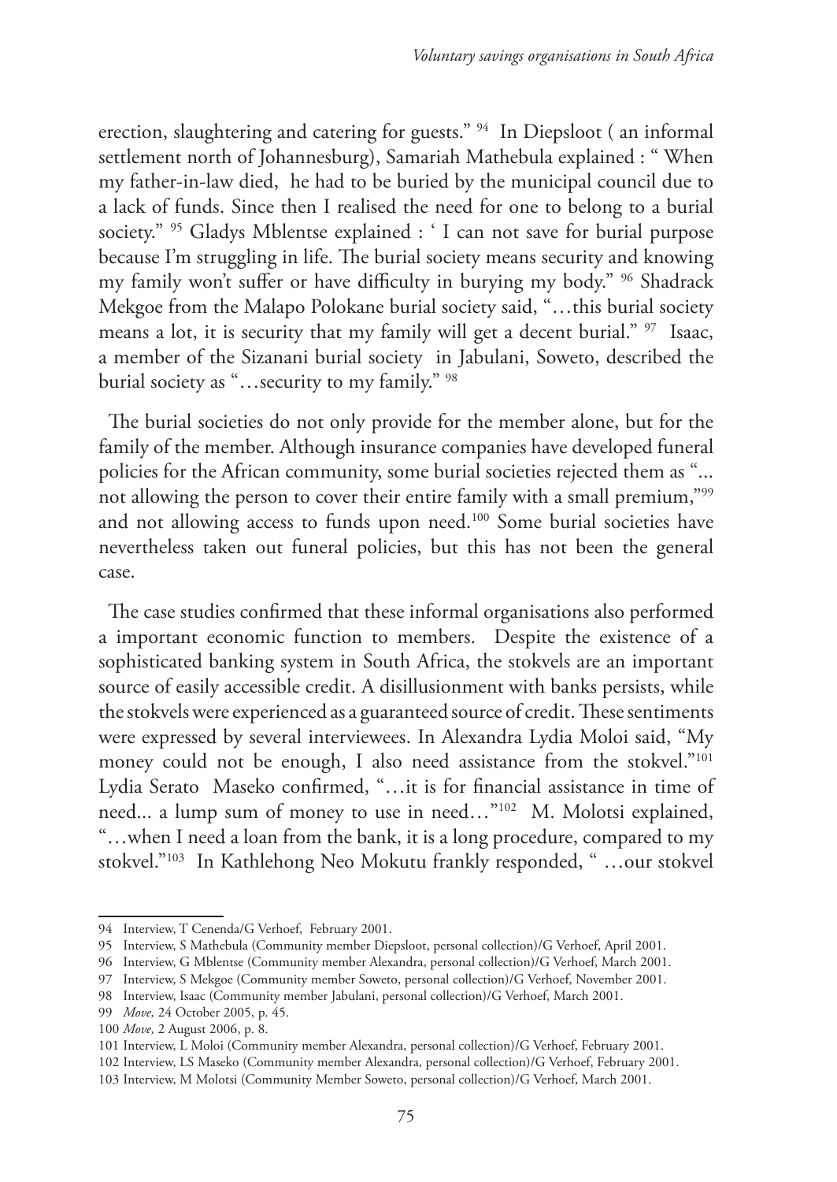erection, slaughtering and catering for guests." [94] In Diepsloot ( an informal settlement north of Johannesburg), Samariah Mathebula explained : " When my father-in-law died, he had to be buried by the municipal council due to a lack of funds. Since then I realised the need for one to belong to a burial society." [95] Gladys Mblentse explained : ' I can not save for burial purpose because I'm struggling in life. The burial society means security and knowing my family won't suffer or have difficulty in burying my body." [96] Shadrack Mekgoe from the Malapo Polokane burial society said, "…this burial society means a lot, it is security that my family will get a decent burial." [97] Isaac, a member of the Sizanani burial society in Jabulani, Soweto, described the burial society as "…security to my family." [98]

The burial societies do not only provide for the member alone, but for the family of the member. Although insurance companies have developed funeral policies for the African community, some burial societies rejected them as "... not allowing the person to cover their entire family with a small premium,"[99] and not allowing access to funds upon need.[100] Some burial societies have nevertheless taken out funeral policies, but this has not been the general case.

The case studies confirmed that these informal organisations also performed a important economic function to members. Despite the existence of a sophisticated banking system in South Africa, the stokvels are an important source of easily accessible credit. A disillusionment with banks persists, while the stokvels were experienced as a guaranteed source of credit. These sentiments were expressed by several interviewees. In Alexandra Lydia Moloi said, "My money could not be enough, I also need assistance from the stokvel."[101] Lydia Serato Maseko confirmed, "…it is for financial assistance in time of need... a lump sum of money to use in need…"[102] M. Molotsi explained, "…when I need a loan from the bank, it is a long procedure, compared to my stokvel."[103] In Kathlehong Neo Mokutu frankly responded, " …our stokvel

---

94 Interview, T Cenenda/G Verhoef, February 2001.

95 Interview, S Mathebula (Community member Diepsloot, personal collection)/G Verhoef, April 2001.

96 Interview, G Mblentse (Community member Alexandra, personal collection)/G Verhoef, March 2001.

97 Interview, S Mekgoe (Community member Soweto, personal collection)/G Verhoef, November 2001.

98 Interview, Isaac (Community member Jabulani, personal collection)/G Verhoef, March 2001.

99 *Move,* 24 October 2005, p. 45.

100 *Move,* 2 August 2006, p. 8.

101 Interview, L Moloi (Community member Alexandra, personal collection)/G Verhoef, February 2001.

102 Interview, LS Maseko (Community member Alexandra, personal collection)/G Verhoef, February 2001.

103 Interview, M Molotsi (Community Member Soweto, personal collection)/G Verhoef, March 2001.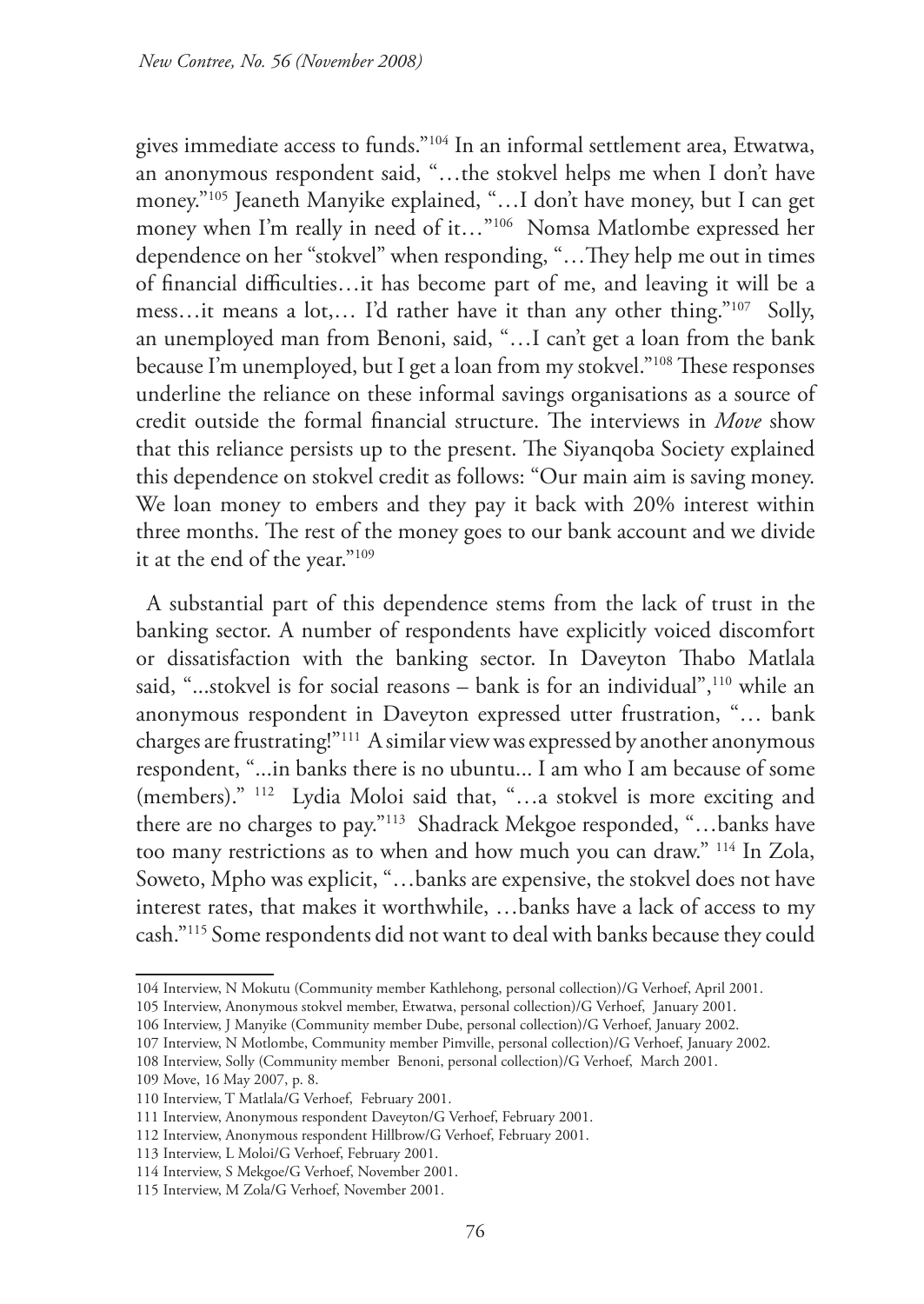gives immediate access to funds."[104] In an informal settlement area, Etwatwa, an anonymous respondent said, "…the stokvel helps me when I don't have money."[105] Jeaneth Manyike explained, "…I don't have money, but I can get money when I'm really in need of it…"[106] Nomsa Matlombe expressed her dependence on her "stokvel" when responding, "…They help me out in times of financial difficulties…it has become part of me, and leaving it will be a mess…it means a lot,… I'd rather have it than any other thing."[107] Solly, an unemployed man from Benoni, said, "…I can't get a loan from the bank because I'm unemployed, but I get a loan from my stokvel."[108] These responses underline the reliance on these informal savings organisations as a source of credit outside the formal financial structure. The interviews in *Move* show that this reliance persists up to the present. The Siyanqoba Society explained this dependence on stokvel credit as follows: "Our main aim is saving money. We loan money to embers and they pay it back with 20% interest within three months. The rest of the money goes to our bank account and we divide it at the end of the year."[109]

A substantial part of this dependence stems from the lack of trust in the banking sector. A number of respondents have explicitly voiced discomfort or dissatisfaction with the banking sector. In Daveyton Thabo Matlala said, "...stokvel is for social reasons – bank is for an individual",[110] while an anonymous respondent in Daveyton expressed utter frustration, "… bank charges are frustrating!"[111] A similar view was expressed by another anonymous respondent, "...in banks there is no ubuntu... I am who I am because of some (members)." [112] Lydia Moloi said that, "…a stokvel is more exciting and there are no charges to pay."[113] Shadrack Mekgoe responded, "…banks have too many restrictions as to when and how much you can draw." [114] In Zola, Soweto, Mpho was explicit, "…banks are expensive, the stokvel does not have interest rates, that makes it worthwhile, …banks have a lack of access to my cash."[115] Some respondents did not want to deal with banks because they could

---

104 Interview, N Mokutu (Community member Kathlehong, personal collection)/G Verhoef, April 2001.

105 Interview, Anonymous stokvel member, Etwatwa, personal collection)/G Verhoef, January 2001.

106 Interview, J Manyike (Community member Dube, personal collection)/G Verhoef, January 2002.

107 Interview, N Motlombe, Community member Pimville, personal collection)/G Verhoef, January 2002.

108 Interview, Solly (Community member Benoni, personal collection)/G Verhoef, March 2001.

109 Move, 16 May 2007, p. 8.

110 Interview, T Matlala/G Verhoef, February 2001.

111 Interview, Anonymous respondent Daveyton/G Verhoef, February 2001.

112 Interview, Anonymous respondent Hillbrow/G Verhoef, February 2001.

113 Interview, L Moloi/G Verhoef, February 2001.

114 Interview, S Mekgoe/G Verhoef, November 2001.

115 Interview, M Zola/G Verhoef, November 2001.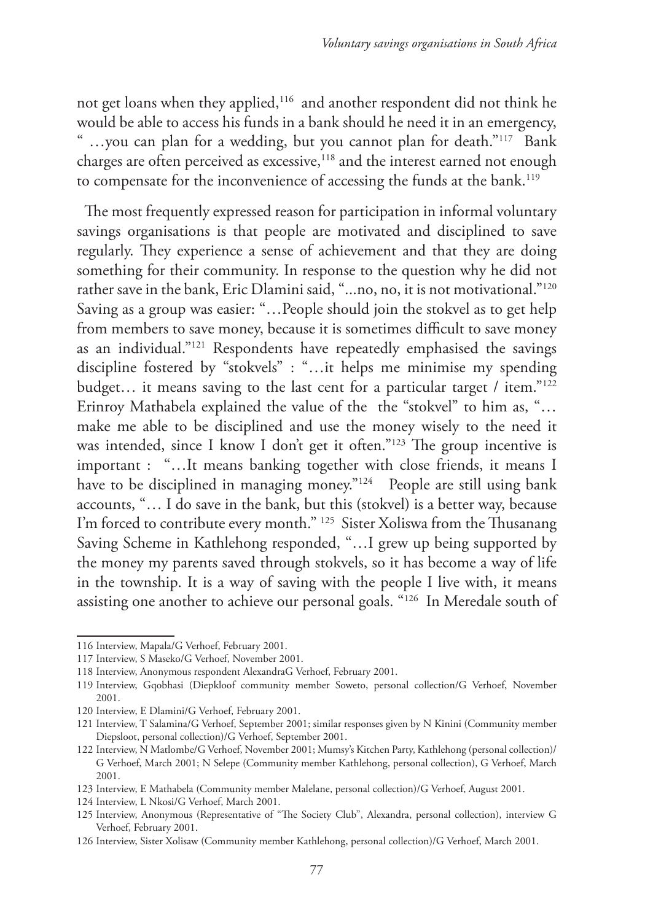not get loans when they applied,[116] and another respondent did not think he would be able to access his funds in a bank should he need it in an emergency, " …you can plan for a wedding, but you cannot plan for death."[117] Bank charges are often perceived as excessive,[118] and the interest earned not enough to compensate for the inconvenience of accessing the funds at the bank.[119]

The most frequently expressed reason for participation in informal voluntary savings organisations is that people are motivated and disciplined to save regularly. They experience a sense of achievement and that they are doing something for their community. In response to the question why he did not rather save in the bank, Eric Dlamini said, "...no, no, it is not motivational."[120] Saving as a group was easier: "…People should join the stokvel as to get help from members to save money, because it is sometimes difficult to save money as an individual."[121] Respondents have repeatedly emphasised the savings discipline fostered by "stokvels" : "…it helps me minimise my spending budget… it means saving to the last cent for a particular target / item."[122] Erinroy Mathabela explained the value of the the "stokvel" to him as, "…make me able to be disciplined and use the money wisely to the need it was intended, since I know I don't get it often."[123] The group incentive is important : "…It means banking together with close friends, it means I have to be disciplined in managing money."[124] People are still using bank accounts, "… I do save in the bank, but this (stokvel) is a better way, because I'm forced to contribute every month." [125] Sister Xoliswa from the Thusanang Saving Scheme in Kathlehong responded, "…I grew up being supported by the money my parents saved through stokvels, so it has become a way of life in the township. It is a way of saving with the people I live with, it means assisting one another to achieve our personal goals. "[126] In Meredale south of

---

116 Interview, Mapala/G Verhoef, February 2001.

117 Interview, S Maseko/G Verhoef, November 2001.

118 Interview, Anonymous respondent AlexandraG Verhoef, February 2001.

119 Interview, Gqobhasi (Diepkloof community member Soweto, personal collection/G Verhoef, November 2001.

120 Interview, E Dlamini/G Verhoef, February 2001.

121 Interview, T Salamina/G Verhoef, September 2001; similar responses given by N Kinini (Community member Diepsloot, personal collection)/G Verhoef, September 2001.

122 Interview, N Matlombe/G Verhoef, November 2001; Mumsy's Kitchen Party, Kathlehong (personal collection)/ G Verhoef, March 2001; N Selepe (Community member Kathlehong, personal collection), G Verhoef, March 2001.

123 Interview, E Mathabela (Community member Malelane, personal collection)/G Verhoef, August 2001.

124 Interview, L Nkosi/G Verhoef, March 2001.

125 Interview, Anonymous (Representative of "The Society Club", Alexandra, personal collection), interview G Verhoef, February 2001.

126 Interview, Sister Xolisaw (Community member Kathlehong, personal collection)/G Verhoef, March 2001.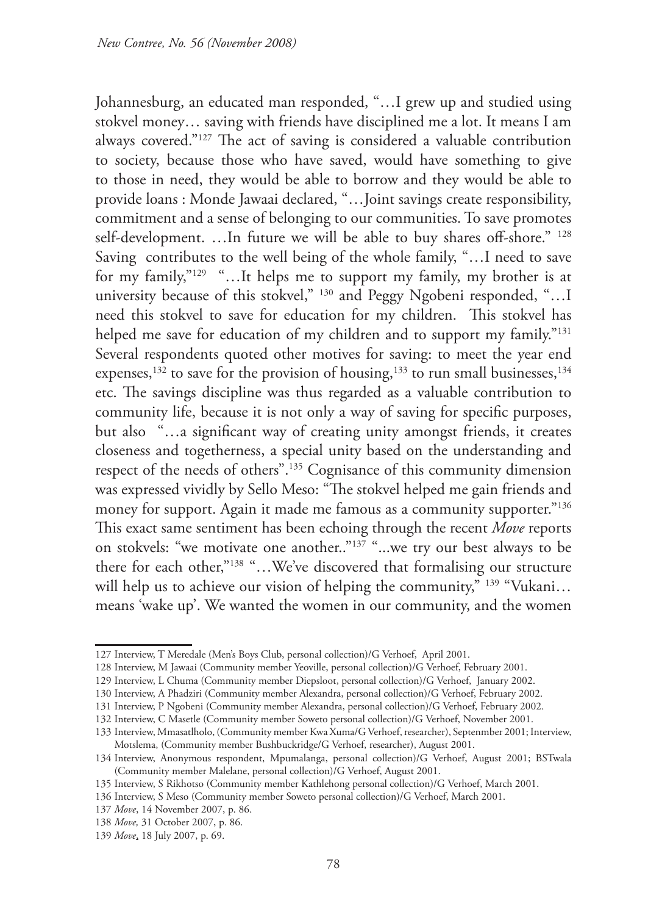Johannesburg, an educated man responded, "…I grew up and studied using stokvel money… saving with friends have disciplined me a lot. It means I am always covered."[127] The act of saving is considered a valuable contribution to society, because those who have saved, would have something to give to those in need, they would be able to borrow and they would be able to provide loans : Monde Jawaai declared, "…Joint savings create responsibility, commitment and a sense of belonging to our communities. To save promotes self-development. …In future we will be able to buy shares off-shore." [128] Saving contributes to the well being of the whole family, "…I need to save for my family,"[129] "…It helps me to support my family, my brother is at university because of this stokvel," [130] and Peggy Ngobeni responded, "…I need this stokvel to save for education for my children. This stokvel has helped me save for education of my children and to support my family."[131] Several respondents quoted other motives for saving: to meet the year end expenses,[132] to save for the provision of housing,[133] to run small businesses,[134] etc. The savings discipline was thus regarded as a valuable contribution to community life, because it is not only a way of saving for specific purposes, but also "…a significant way of creating unity amongst friends, it creates closeness and togetherness, a special unity based on the understanding and respect of the needs of others".[135] Cognisance of this community dimension was expressed vividly by Sello Meso: "The stokvel helped me gain friends and money for support. Again it made me famous as a community supporter."[136] This exact same sentiment has been echoing through the recent *Move* reports on stokvels: "we motivate one another.."[137] "...we try our best always to be there for each other,"[138] "…We've discovered that formalising our structure will help us to achieve our vision of helping the community," [139] "Vukani… means 'wake up'. We wanted the women in our community, and the women

---

127 Interview, T Meredale (Men's Boys Club, personal collection)/G Verhoef, April 2001.

128 Interview, M Jawaai (Community member Yeoville, personal collection)/G Verhoef, February 2001.

129 Interview, L Chuma (Community member Diepsloot, personal collection)/G Verhoef, January 2002.

130 Interview, A Phadziri (Community member Alexandra, personal collection)/G Verhoef, February 2002.

131 Interview, P Ngobeni (Community member Alexandra, personal collection)/G Verhoef, February 2002.

132 Interview, C Masetle (Community member Soweto personal collection)/G Verhoef, November 2001.

133 Interview, Mmasatlholo, (Community member Kwa Xuma/G Verhoef, researcher), Septenmber 2001; Interview, Motslema, (Community member Bushbuckridge/G Verhoef, researcher), August 2001.

134 Interview, Anonymous respondent, Mpumalanga, personal collection)/G Verhoef, August 2001; BSTwala (Community member Malelane, personal collection)/G Verhoef, August 2001.

135 Interview, S Rikhotso (Community member Kathlehong personal collection)/G Verhoef, March 2001.

136 Interview, S Meso (Community member Soweto personal collection)/G Verhoef, March 2001.

137 *Move*, 14 November 2007, p. 86.

138 *Move,* 31 October 2007, p. 86.

139 *Move*, 18 July 2007, p. 69.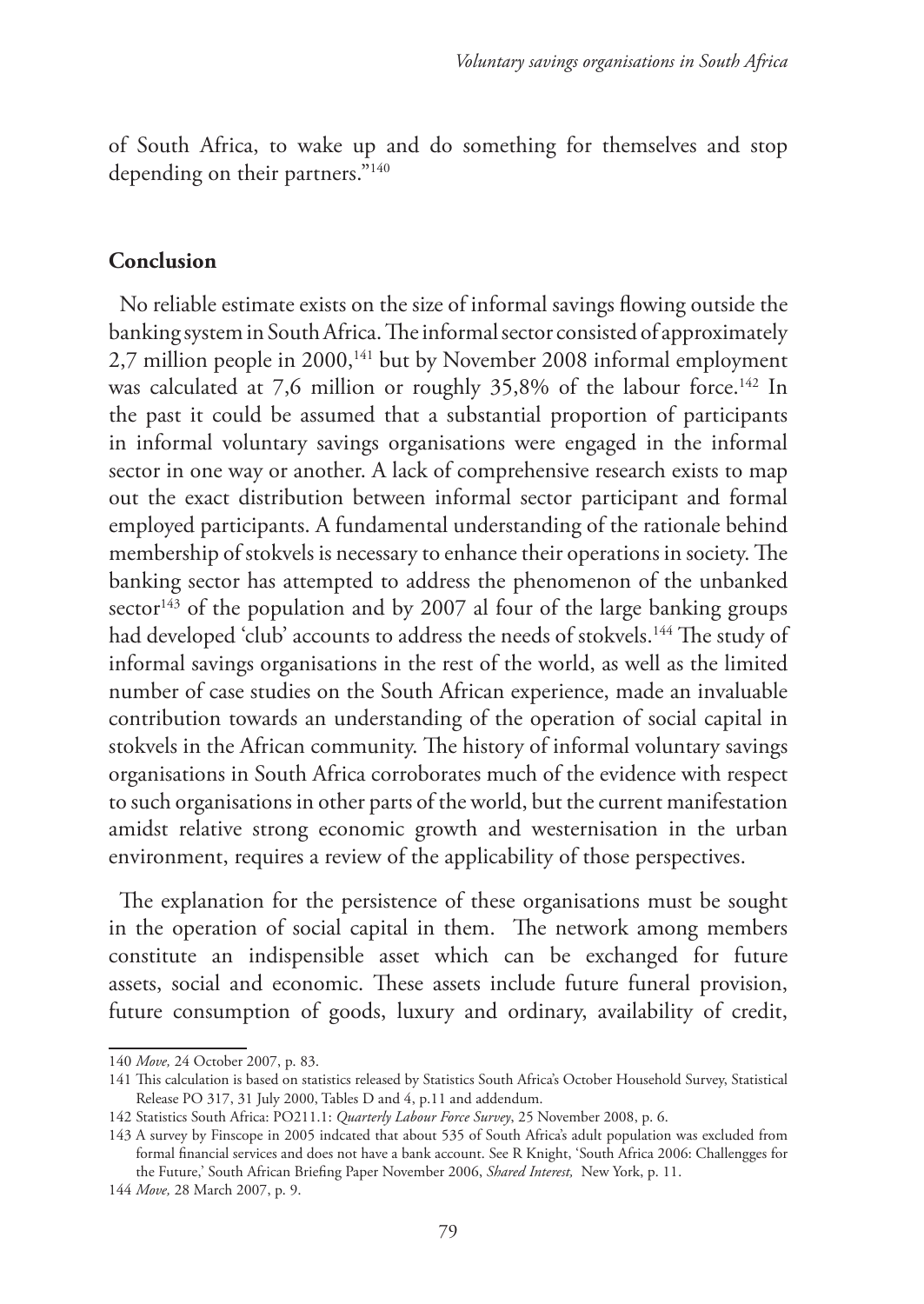of South Africa, to wake up and do something for themselves and stop depending on their partners."[140]

## Conclusion

No reliable estimate exists on the size of informal savings flowing outside the banking system in South Africa. The informal sector consisted of approximately 2,7 million people in 2000,[141] but by November 2008 informal employment was calculated at 7,6 million or roughly 35,8% of the labour force.[142] In the past it could be assumed that a substantial proportion of participants in informal voluntary savings organisations were engaged in the informal sector in one way or another. A lack of comprehensive research exists to map out the exact distribution between informal sector participant and formal employed participants. A fundamental understanding of the rationale behind membership of stokvels is necessary to enhance their operations in society. The banking sector has attempted to address the phenomenon of the unbanked sector[143] of the population and by 2007 al four of the large banking groups had developed 'club' accounts to address the needs of stokvels.[144] The study of informal savings organisations in the rest of the world, as well as the limited number of case studies on the South African experience, made an invaluable contribution towards an understanding of the operation of social capital in stokvels in the African community. The history of informal voluntary savings organisations in South Africa corroborates much of the evidence with respect to such organisations in other parts of the world, but the current manifestation amidst relative strong economic growth and westernisation in the urban environment, requires a review of the applicability of those perspectives.

The explanation for the persistence of these organisations must be sought in the operation of social capital in them. The network among members constitute an indispensible asset which can be exchanged for future assets, social and economic. These assets include future funeral provision, future consumption of goods, luxury and ordinary, availability of credit,

---

140 *Move,* 24 October 2007, p. 83.

141 This calculation is based on statistics released by Statistics South Africa's October Household Survey, Statistical Release PO 317, 31 July 2000, Tables D and 4, p.11 and addendum.

142 Statistics South Africa: PO211.1: *Quarterly Labour Force Survey*, 25 November 2008, p. 6.

143 A survey by Finscope in 2005 indcated that about 535 of South Africa's adult population was excluded from formal financial services and does not have a bank account. See R Knight, 'South Africa 2006: Challengges for the Future,' South African Briefing Paper November 2006, *Shared Interest,* New York, p. 11.

144 *Move,* 28 March 2007, p. 9.